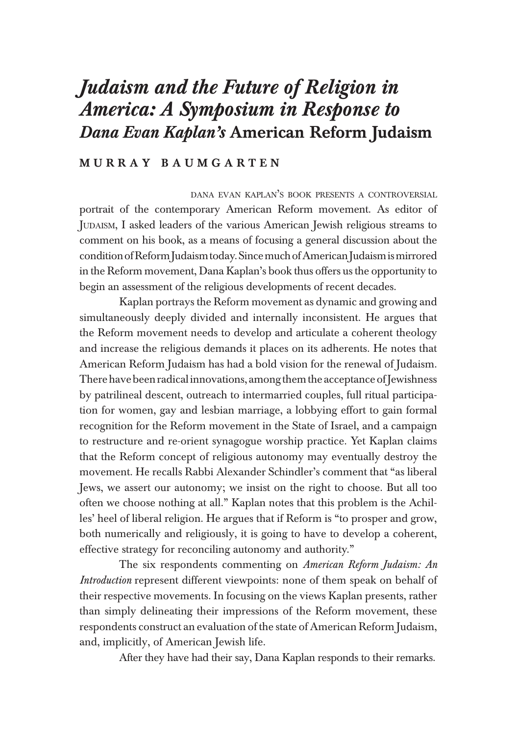# *Judaism and the Future of Religion in America: A Symposium in Response to Dana Evan Kaplan's* American Reform Judaism

## MURRAY BAUMGARTEN

DANA EVAN KAPLAN'S BOOK PRESENTS A CONTROVERSIAL portrait of the contemporary American Reform movement. As editor of JUDAISM, I asked leaders of the various American Jewish religious streams to comment on his book, as a means of focusing a general discussion about the condition of Reform Judaism today. Since much of American Judaism is mirrored in the Reform movement, Dana Kaplan's book thus offers us the opportunity to begin an assessment of the religious developments of recent decades.

Kaplan portrays the Reform movement as dynamic and growing and simultaneously deeply divided and internally inconsistent. He argues that the Reform movement needs to develop and articulate a coherent theology and increase the religious demands it places on its adherents. He notes that American Reform Judaism has had a bold vision for the renewal of Judaism. There have been radical innovations, among them the acceptance of Jewishness by patrilineal descent, outreach to intermarried couples, full ritual participation for women, gay and lesbian marriage, a lobbying effort to gain formal recognition for the Reform movement in the State of Israel, and a campaign to restructure and re-orient synagogue worship practice. Yet Kaplan claims that the Reform concept of religious autonomy may eventually destroy the movement. He recalls Rabbi Alexander Schindler's comment that "as liberal Jews, we assert our autonomy; we insist on the right to choose. But all too often we choose nothing at all." Kaplan notes that this problem is the Achilles' heel of liberal religion. He argues that if Reform is "to prosper and grow, both numerically and religiously, it is going to have to develop a coherent, effective strategy for reconciling autonomy and authority."

The six respondents commenting on *American Reform Judaism: An Introduction* represent different viewpoints: none of them speak on behalf of their respective movements. In focusing on the views Kaplan presents, rather than simply delineating their impressions of the Reform movement, these respondents construct an evaluation of the state of American Reform Judaism, and, implicitly, of American Jewish life.

After they have had their say, Dana Kaplan responds to their remarks.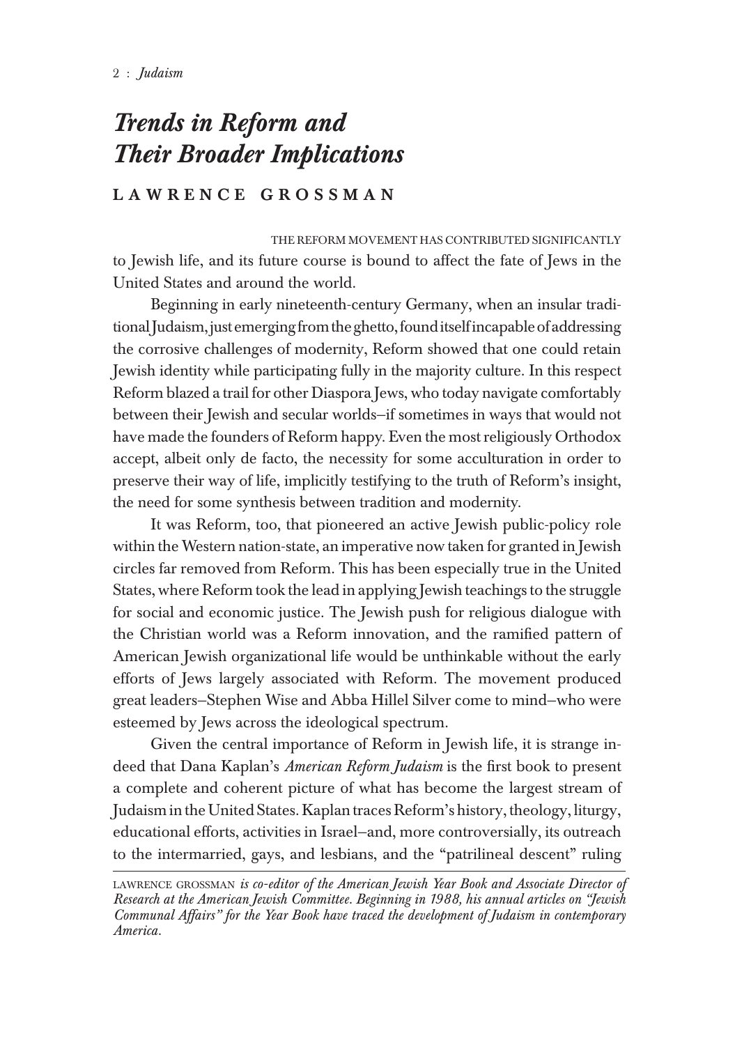# *Trends in Reform and Their Broader Implications*

**LAWRENCE GROSSMAN**

THE REFORM MOVEMENT HAS CONTRIBUTED SIGNIFICANTLY to Jewish life, and its future course is bound to affect the fate of Jews in the United States and around the world.

Beginning in early nineteenth-century Germany, when an insular traditional Judaism, just emerging from the ghetto, found itself incapable of addressing the corrosive challenges of modernity, Reform showed that one could retain Jewish identity while participating fully in the majority culture. In this respect Reform blazed a trail for other Diaspora Jews, who today navigate comfortably between their Jewish and secular worlds—if sometimes in ways that would not have made the founders of Reform happy. Even the most religiously Orthodox accept, albeit only de facto, the necessity for some acculturation in order to preserve their way of life, implicitly testifying to the truth of Reform's insight, the need for some synthesis between tradition and modernity.

It was Reform, too, that pioneered an active Jewish public-policy role within the Western nation-state, an imperative now taken for granted in Jewish circles far removed from Reform. This has been especially true in the United States, where Reform took the lead in applying Jewish teachings to the struggle for social and economic justice. The Jewish push for religious dialogue with the Christian world was a Reform innovation, and the ramified pattern of American Jewish organizational life would be unthinkable without the early efforts of Jews largely associated with Reform. The movement produced great leaders—Stephen Wise and Abba Hillel Silver come to mind—who were esteemed by Jews across the ideological spectrum.

Given the central importance of Reform in Jewish life, it is strange indeed that Dana Kaplan's *American Reform Judaism* is the first book to present a complete and coherent picture of what has become the largest stream of Judaism in the United States. Kaplan traces Reform's history, theology, liturgy, educational efforts, activities in Israel—and, more controversially, its outreach to the intermarried, gays, and lesbians, and the "patrilineal descent" ruling

---

LAWRENCE GROSSMAN *is co-editor of the American Jewish Year Book and Associate Director of Research at the American Jewish Committee. Beginning in 1988, his annual articles on "Jewish Communal Affairs" for the Year Book have traced the development of Judaism in contemporary America.*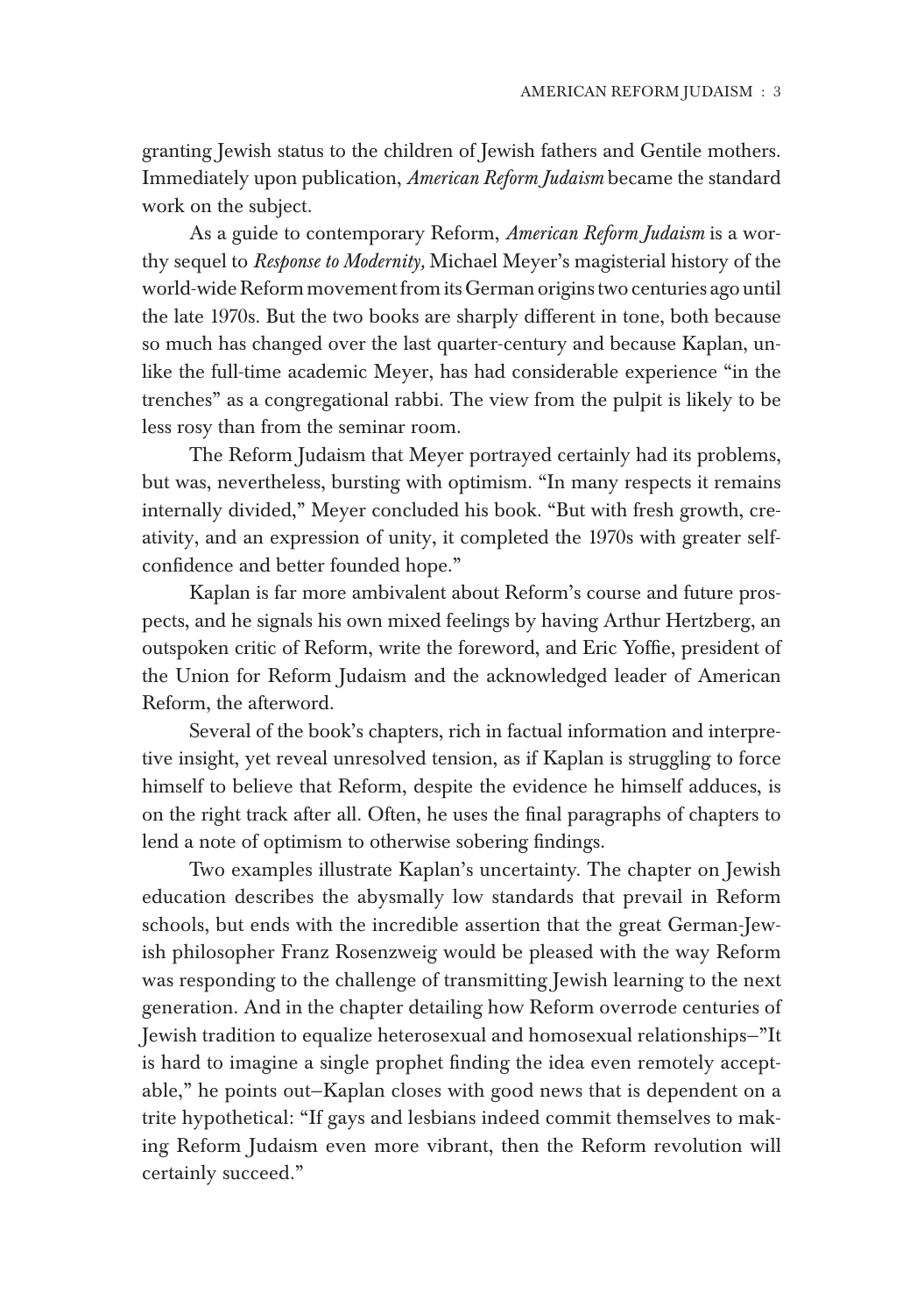granting Jewish status to the children of Jewish fathers and Gentile mothers. Immediately upon publication, *American Reform Judaism* became the standard work on the subject.

As a guide to contemporary Reform, *American Reform Judaism* is a worthy sequel to *Response to Modernity,* Michael Meyer's magisterial history of the world-wide Reform movement from its German origins two centuries ago until the late 1970s. But the two books are sharply different in tone, both because so much has changed over the last quarter-century and because Kaplan, unlike the full-time academic Meyer, has had considerable experience "in the trenches" as a congregational rabbi. The view from the pulpit is likely to be less rosy than from the seminar room.

The Reform Judaism that Meyer portrayed certainly had its problems, but was, nevertheless, bursting with optimism. "In many respects it remains internally divided," Meyer concluded his book. "But with fresh growth, creativity, and an expression of unity, it completed the 1970s with greater self-confidence and better founded hope."

Kaplan is far more ambivalent about Reform's course and future prospects, and he signals his own mixed feelings by having Arthur Hertzberg, an outspoken critic of Reform, write the foreword, and Eric Yoffie, president of the Union for Reform Judaism and the acknowledged leader of American Reform, the afterword.

Several of the book's chapters, rich in factual information and interpretive insight, yet reveal unresolved tension, as if Kaplan is struggling to force himself to believe that Reform, despite the evidence he himself adduces, is on the right track after all. Often, he uses the final paragraphs of chapters to lend a note of optimism to otherwise sobering findings.

Two examples illustrate Kaplan's uncertainty. The chapter on Jewish education describes the abysmally low standards that prevail in Reform schools, but ends with the incredible assertion that the great German-Jewish philosopher Franz Rosenzweig would be pleased with the way Reform was responding to the challenge of transmitting Jewish learning to the next generation. And in the chapter detailing how Reform overrode centuries of Jewish tradition to equalize heterosexual and homosexual relationships–"It is hard to imagine a single prophet finding the idea even remotely acceptable," he points out–Kaplan closes with good news that is dependent on a trite hypothetical: "If gays and lesbians indeed commit themselves to making Reform Judaism even more vibrant, then the Reform revolution will certainly succeed."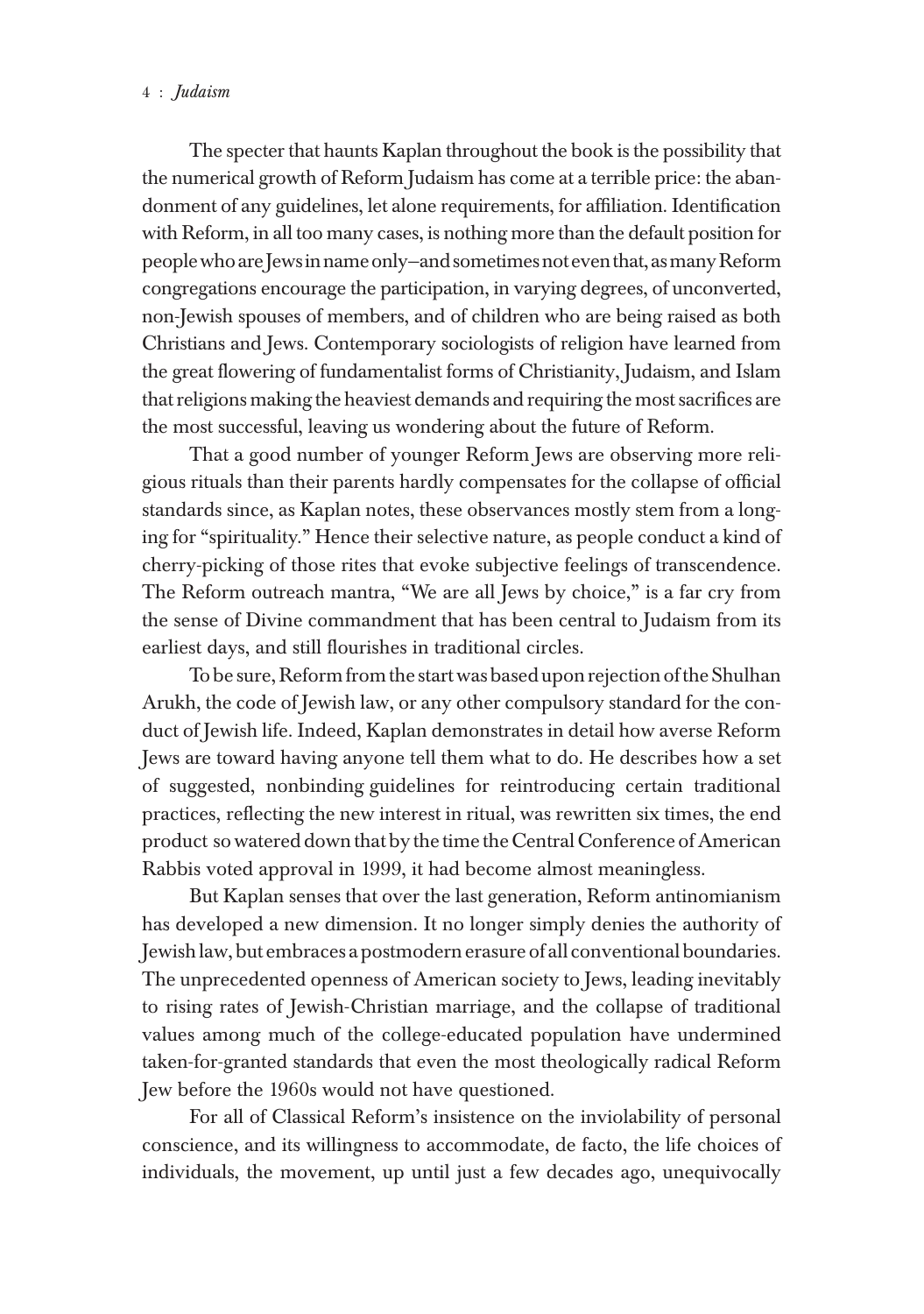The specter that haunts Kaplan throughout the book is the possibility that the numerical growth of Reform Judaism has come at a terrible price: the abandonment of any guidelines, let alone requirements, for affiliation. Identification with Reform, in all too many cases, is nothing more than the default position for people who are Jews in name only—and sometimes not even that, as many Reform congregations encourage the participation, in varying degrees, of unconverted, non-Jewish spouses of members, and of children who are being raised as both Christians and Jews. Contemporary sociologists of religion have learned from the great flowering of fundamentalist forms of Christianity, Judaism, and Islam that religions making the heaviest demands and requiring the most sacrifices are the most successful, leaving us wondering about the future of Reform.

That a good number of younger Reform Jews are observing more religious rituals than their parents hardly compensates for the collapse of official standards since, as Kaplan notes, these observances mostly stem from a longing for "spirituality." Hence their selective nature, as people conduct a kind of cherry-picking of those rites that evoke subjective feelings of transcendence. The Reform outreach mantra, "We are all Jews by choice," is a far cry from the sense of Divine commandment that has been central to Judaism from its earliest days, and still flourishes in traditional circles.

To be sure, Reform from the start was based upon rejection of the Shulhan Arukh, the code of Jewish law, or any other compulsory standard for the conduct of Jewish life. Indeed, Kaplan demonstrates in detail how averse Reform Jews are toward having anyone tell them what to do. He describes how a set of suggested, nonbinding guidelines for reintroducing certain traditional practices, reflecting the new interest in ritual, was rewritten six times, the end product so watered down that by the time the Central Conference of American Rabbis voted approval in 1999, it had become almost meaningless.

But Kaplan senses that over the last generation, Reform antinomianism has developed a new dimension. It no longer simply denies the authority of Jewish law, but embraces a postmodern erasure of all conventional boundaries. The unprecedented openness of American society to Jews, leading inevitably to rising rates of Jewish-Christian marriage, and the collapse of traditional values among much of the college-educated population have undermined taken-for-granted standards that even the most theologically radical Reform Jew before the 1960s would not have questioned.

For all of Classical Reform's insistence on the inviolability of personal conscience, and its willingness to accommodate, de facto, the life choices of individuals, the movement, up until just a few decades ago, unequivocally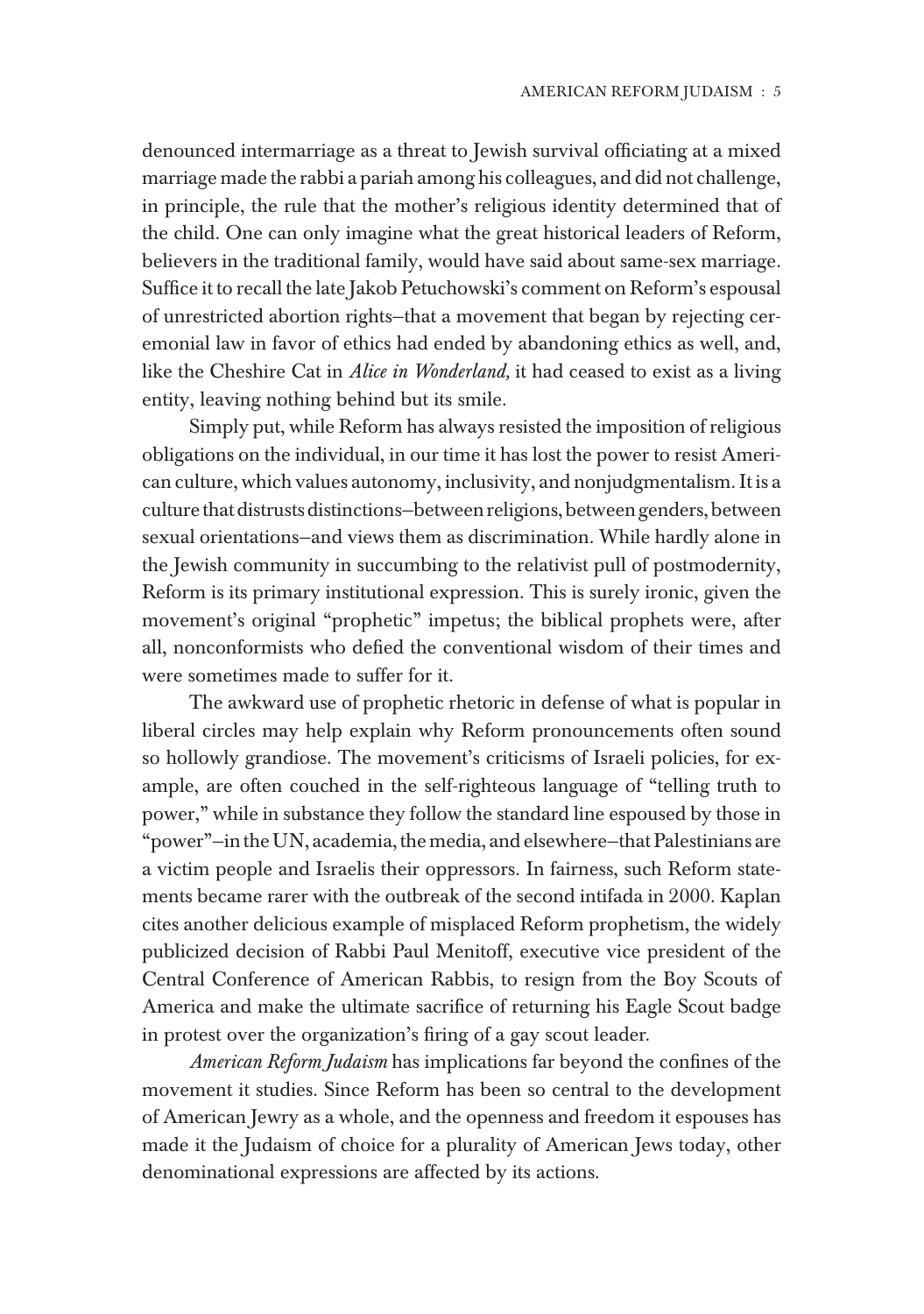denounced intermarriage as a threat to Jewish survival officiating at a mixed marriage made the rabbi a pariah among his colleagues, and did not challenge, in principle, the rule that the mother's religious identity determined that of the child. One can only imagine what the great historical leaders of Reform, believers in the traditional family, would have said about same-sex marriage. Suffice it to recall the late Jakob Petuchowski's comment on Reform's espousal of unrestricted abortion rights—that a movement that began by rejecting ceremonial law in favor of ethics had ended by abandoning ethics as well, and, like the Cheshire Cat in *Alice in Wonderland,* it had ceased to exist as a living entity, leaving nothing behind but its smile.

Simply put, while Reform has always resisted the imposition of religious obligations on the individual, in our time it has lost the power to resist American culture, which values autonomy, inclusivity, and nonjudgmentalism. It is a culture that distrusts distinctions—between religions, between genders, between sexual orientations—and views them as discrimination. While hardly alone in the Jewish community in succumbing to the relativist pull of postmodernity, Reform is its primary institutional expression. This is surely ironic, given the movement's original "prophetic" impetus; the biblical prophets were, after all, nonconformists who defied the conventional wisdom of their times and were sometimes made to suffer for it.

The awkward use of prophetic rhetoric in defense of what is popular in liberal circles may help explain why Reform pronouncements often sound so hollowly grandiose. The movement's criticisms of Israeli policies, for example, are often couched in the self-righteous language of "telling truth to power," while in substance they follow the standard line espoused by those in "power"—in the UN, academia, the media, and elsewhere—that Palestinians are a victim people and Israelis their oppressors. In fairness, such Reform statements became rarer with the outbreak of the second intifada in 2000. Kaplan cites another delicious example of misplaced Reform prophetism, the widely publicized decision of Rabbi Paul Menitoff, executive vice president of the Central Conference of American Rabbis, to resign from the Boy Scouts of America and make the ultimate sacrifice of returning his Eagle Scout badge in protest over the organization's firing of a gay scout leader.

*American Reform Judaism* has implications far beyond the confines of the movement it studies. Since Reform has been so central to the development of American Jewry as a whole, and the openness and freedom it espouses has made it the Judaism of choice for a plurality of American Jews today, other denominational expressions are affected by its actions.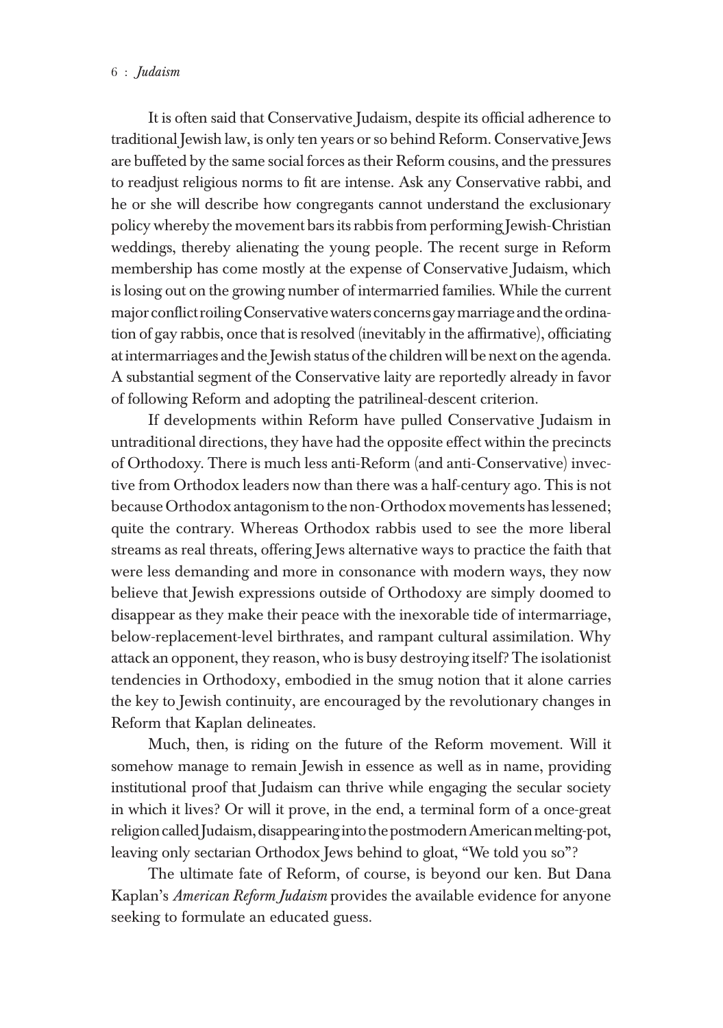It is often said that Conservative Judaism, despite its official adherence to traditional Jewish law, is only ten years or so behind Reform. Conservative Jews are buffeted by the same social forces as their Reform cousins, and the pressures to readjust religious norms to fit are intense. Ask any Conservative rabbi, and he or she will describe how congregants cannot understand the exclusionary policy whereby the movement bars its rabbis from performing Jewish-Christian weddings, thereby alienating the young people. The recent surge in Reform membership has come mostly at the expense of Conservative Judaism, which is losing out on the growing number of intermarried families. While the current major conflict roiling Conservative waters concerns gay marriage and the ordination of gay rabbis, once that is resolved (inevitably in the affirmative), officiating at intermarriages and the Jewish status of the children will be next on the agenda. A substantial segment of the Conservative laity are reportedly already in favor of following Reform and adopting the patrilineal-descent criterion.

If developments within Reform have pulled Conservative Judaism in untraditional directions, they have had the opposite effect within the precincts of Orthodoxy. There is much less anti-Reform (and anti-Conservative) invective from Orthodox leaders now than there was a half-century ago. This is not because Orthodox antagonism to the non-Orthodox movements has lessened; quite the contrary. Whereas Orthodox rabbis used to see the more liberal streams as real threats, offering Jews alternative ways to practice the faith that were less demanding and more in consonance with modern ways, they now believe that Jewish expressions outside of Orthodoxy are simply doomed to disappear as they make their peace with the inexorable tide of intermarriage, below-replacement-level birthrates, and rampant cultural assimilation. Why attack an opponent, they reason, who is busy destroying itself? The isolationist tendencies in Orthodoxy, embodied in the smug notion that it alone carries the key to Jewish continuity, are encouraged by the revolutionary changes in Reform that Kaplan delineates.

Much, then, is riding on the future of the Reform movement. Will it somehow manage to remain Jewish in essence as well as in name, providing institutional proof that Judaism can thrive while engaging the secular society in which it lives? Or will it prove, in the end, a terminal form of a once-great religion called Judaism, disappearing into the postmodern American melting-pot, leaving only sectarian Orthodox Jews behind to gloat, "We told you so"?

The ultimate fate of Reform, of course, is beyond our ken. But Dana Kaplan's *American Reform Judaism* provides the available evidence for anyone seeking to formulate an educated guess.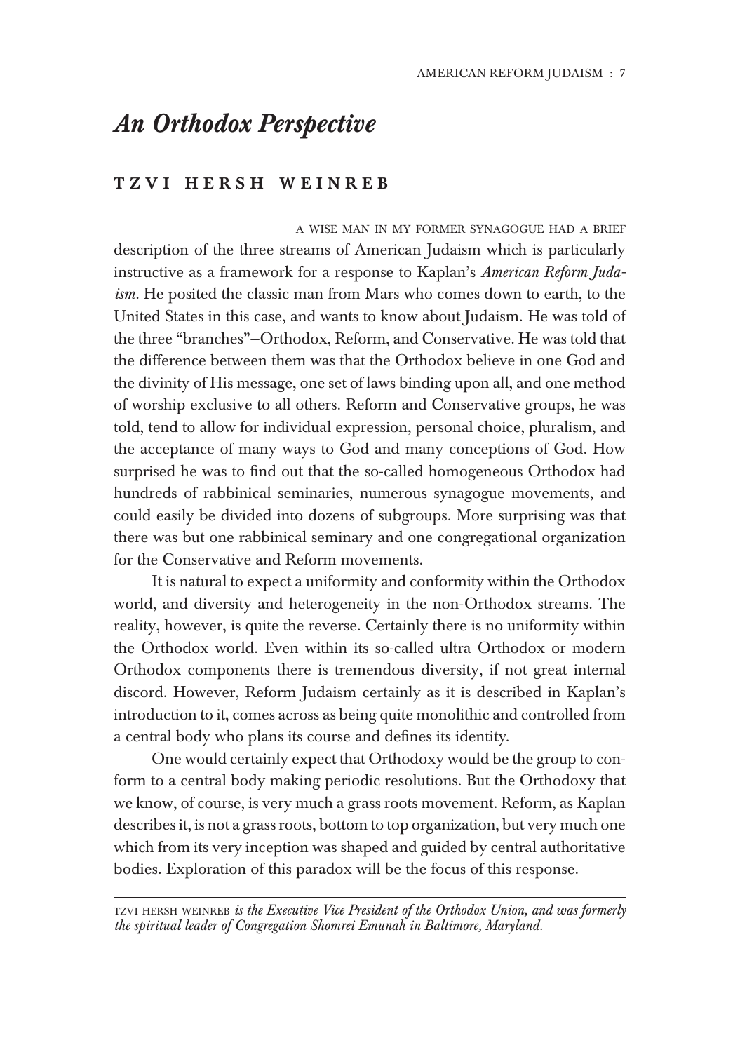## *An Orthodox Perspective*

### TZVI HERSH WEINREB

A WISE MAN IN MY FORMER SYNAGOGUE HAD A BRIEF description of the three streams of American Judaism which is particularly instructive as a framework for a response to Kaplan's *American Reform Judaism*. He posited the classic man from Mars who comes down to earth, to the United States in this case, and wants to know about Judaism. He was told of the three "branches"–Orthodox, Reform, and Conservative. He was told that the difference between them was that the Orthodox believe in one God and the divinity of His message, one set of laws binding upon all, and one method of worship exclusive to all others. Reform and Conservative groups, he was told, tend to allow for individual expression, personal choice, pluralism, and the acceptance of many ways to God and many conceptions of God. How surprised he was to find out that the so-called homogeneous Orthodox had hundreds of rabbinical seminaries, numerous synagogue movements, and could easily be divided into dozens of subgroups. More surprising was that there was but one rabbinical seminary and one congregational organization for the Conservative and Reform movements.

It is natural to expect a uniformity and conformity within the Orthodox world, and diversity and heterogeneity in the non-Orthodox streams. The reality, however, is quite the reverse. Certainly there is no uniformity within the Orthodox world. Even within its so-called ultra Orthodox or modern Orthodox components there is tremendous diversity, if not great internal discord. However, Reform Judaism certainly as it is described in Kaplan's introduction to it, comes across as being quite monolithic and controlled from a central body who plans its course and defines its identity.

One would certainly expect that Orthodoxy would be the group to conform to a central body making periodic resolutions. But the Orthodoxy that we know, of course, is very much a grass roots movement. Reform, as Kaplan describes it, is not a grass roots, bottom to top organization, but very much one which from its very inception was shaped and guided by central authoritative bodies. Exploration of this paradox will be the focus of this response.

---

TZVI HERSH WEINREB *is the Executive Vice President of the Orthodox Union, and was formerly the spiritual leader of Congregation Shomrei Emunah in Baltimore, Maryland.*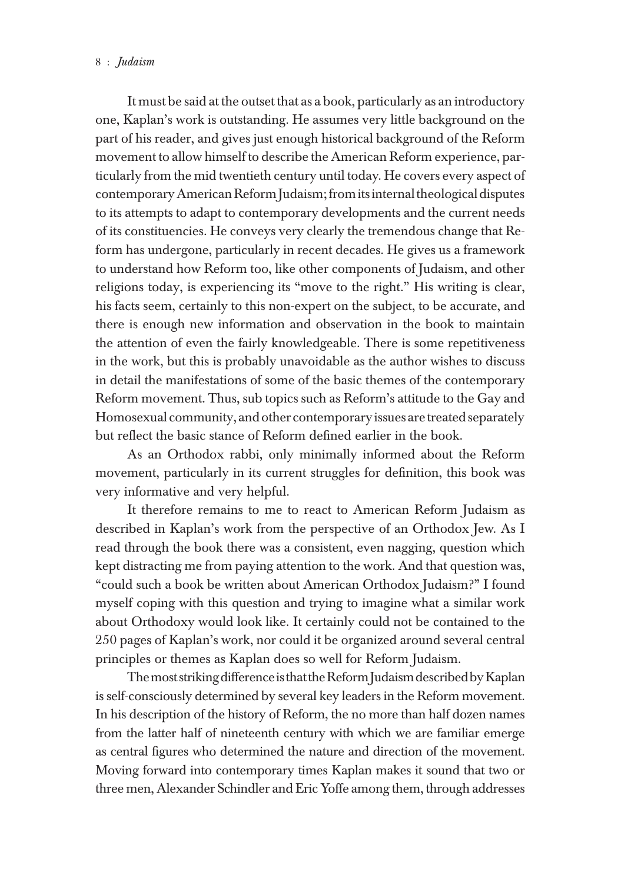It must be said at the outset that as a book, particularly as an introductory one, Kaplan's work is outstanding. He assumes very little background on the part of his reader, and gives just enough historical background of the Reform movement to allow himself to describe the American Reform experience, particularly from the mid twentieth century until today. He covers every aspect of contemporary American Reform Judaism; from its internal theological disputes to its attempts to adapt to contemporary developments and the current needs of its constituencies. He conveys very clearly the tremendous change that Reform has undergone, particularly in recent decades. He gives us a framework to understand how Reform too, like other components of Judaism, and other religions today, is experiencing its "move to the right." His writing is clear, his facts seem, certainly to this non-expert on the subject, to be accurate, and there is enough new information and observation in the book to maintain the attention of even the fairly knowledgeable. There is some repetitiveness in the work, but this is probably unavoidable as the author wishes to discuss in detail the manifestations of some of the basic themes of the contemporary Reform movement. Thus, sub topics such as Reform's attitude to the Gay and Homosexual community, and other contemporary issues are treated separately but reflect the basic stance of Reform defined earlier in the book.

As an Orthodox rabbi, only minimally informed about the Reform movement, particularly in its current struggles for definition, this book was very informative and very helpful.

It therefore remains to me to react to American Reform Judaism as described in Kaplan's work from the perspective of an Orthodox Jew. As I read through the book there was a consistent, even nagging, question which kept distracting me from paying attention to the work. And that question was, "could such a book be written about American Orthodox Judaism?" I found myself coping with this question and trying to imagine what a similar work about Orthodoxy would look like. It certainly could not be contained to the 250 pages of Kaplan's work, nor could it be organized around several central principles or themes as Kaplan does so well for Reform Judaism.

The most striking difference is that the Reform Judaism described by Kaplan is self-consciously determined by several key leaders in the Reform movement. In his description of the history of Reform, the no more than half dozen names from the latter half of nineteenth century with which we are familiar emerge as central figures who determined the nature and direction of the movement. Moving forward into contemporary times Kaplan makes it sound that two or three men, Alexander Schindler and Eric Yoffe among them, through addresses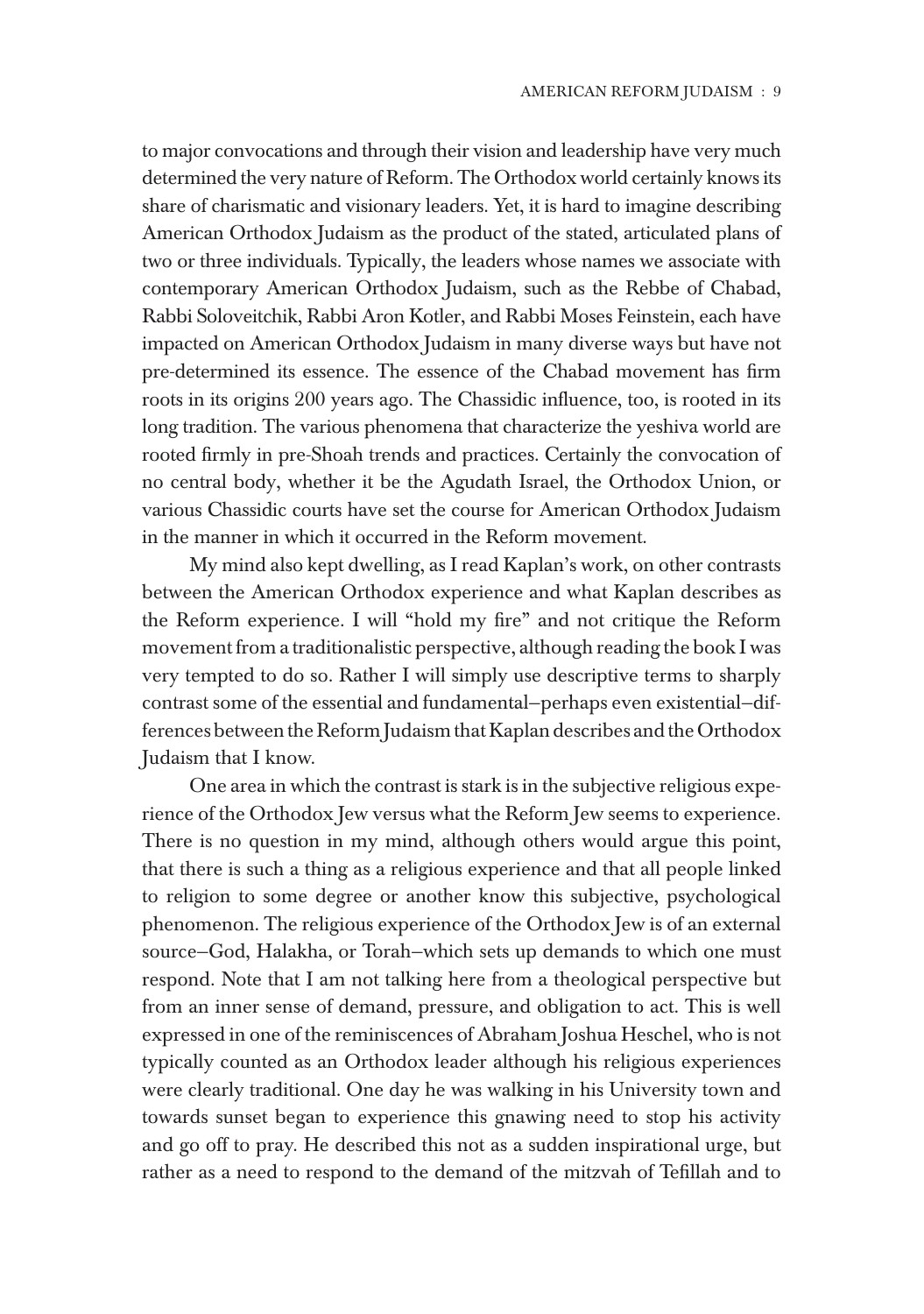to major convocations and through their vision and leadership have very much determined the very nature of Reform. The Orthodox world certainly knows its share of charismatic and visionary leaders. Yet, it is hard to imagine describing American Orthodox Judaism as the product of the stated, articulated plans of two or three individuals. Typically, the leaders whose names we associate with contemporary American Orthodox Judaism, such as the Rebbe of Chabad, Rabbi Soloveitchik, Rabbi Aron Kotler, and Rabbi Moses Feinstein, each have impacted on American Orthodox Judaism in many diverse ways but have not pre-determined its essence. The essence of the Chabad movement has firm roots in its origins 200 years ago. The Chassidic influence, too, is rooted in its long tradition. The various phenomena that characterize the yeshiva world are rooted firmly in pre-Shoah trends and practices. Certainly the convocation of no central body, whether it be the Agudath Israel, the Orthodox Union, or various Chassidic courts have set the course for American Orthodox Judaism in the manner in which it occurred in the Reform movement.

My mind also kept dwelling, as I read Kaplan's work, on other contrasts between the American Orthodox experience and what Kaplan describes as the Reform experience. I will "hold my fire" and not critique the Reform movement from a traditionalistic perspective, although reading the book I was very tempted to do so. Rather I will simply use descriptive terms to sharply contrast some of the essential and fundamental—perhaps even existential—differences between the Reform Judaism that Kaplan describes and the Orthodox Judaism that I know.

One area in which the contrast is stark is in the subjective religious experience of the Orthodox Jew versus what the Reform Jew seems to experience. There is no question in my mind, although others would argue this point, that there is such a thing as a religious experience and that all people linked to religion to some degree or another know this subjective, psychological phenomenon. The religious experience of the Orthodox Jew is of an external source—God, Halakha, or Torah—which sets up demands to which one must respond. Note that I am not talking here from a theological perspective but from an inner sense of demand, pressure, and obligation to act. This is well expressed in one of the reminiscences of Abraham Joshua Heschel, who is not typically counted as an Orthodox leader although his religious experiences were clearly traditional. One day he was walking in his University town and towards sunset began to experience this gnawing need to stop his activity and go off to pray. He described this not as a sudden inspirational urge, but rather as a need to respond to the demand of the mitzvah of Tefillah and to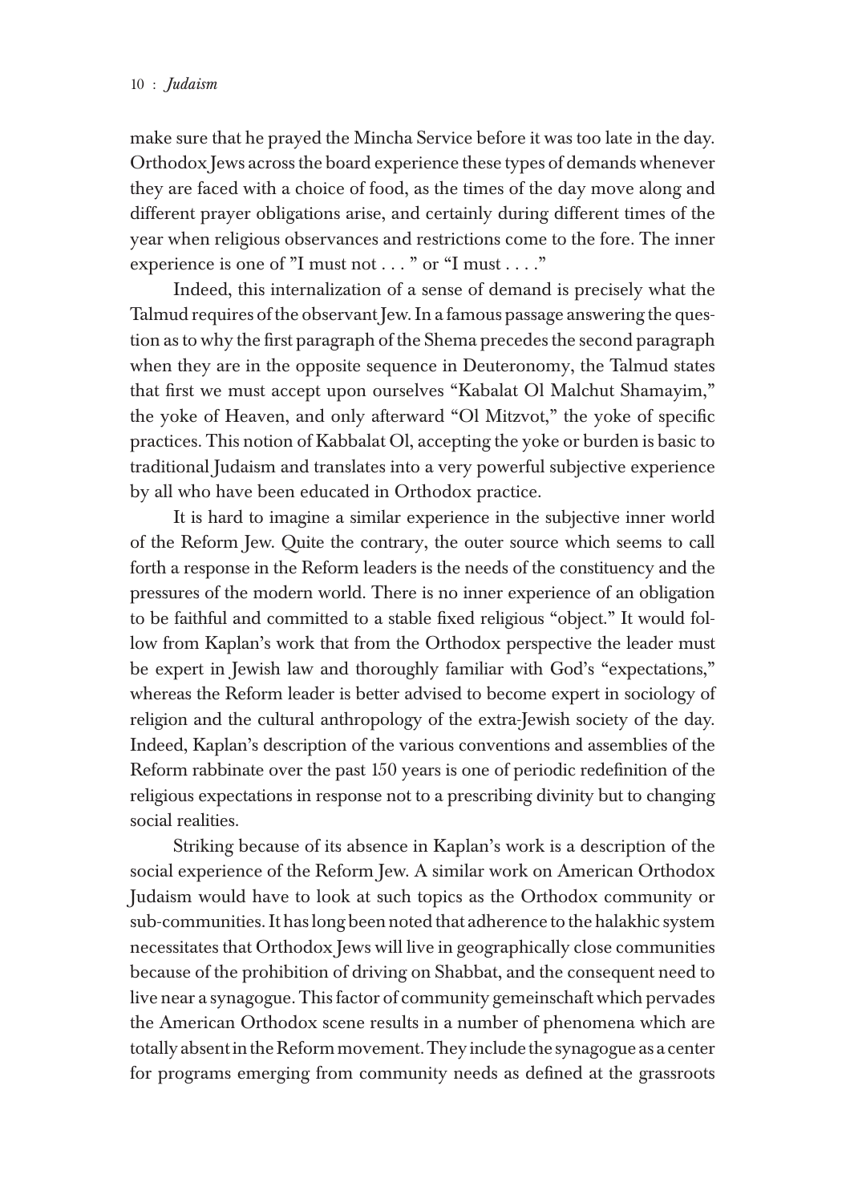make sure that he prayed the Mincha Service before it was too late in the day. Orthodox Jews across the board experience these types of demands whenever they are faced with a choice of food, as the times of the day move along and different prayer obligations arise, and certainly during different times of the year when religious observances and restrictions come to the fore. The inner experience is one of "I must not . . . " or "I must . . . ."

Indeed, this internalization of a sense of demand is precisely what the Talmud requires of the observant Jew. In a famous passage answering the question as to why the first paragraph of the Shema precedes the second paragraph when they are in the opposite sequence in Deuteronomy, the Talmud states that first we must accept upon ourselves "Kabalat Ol Malchut Shamayim," the yoke of Heaven, and only afterward "Ol Mitzvot," the yoke of specific practices. This notion of Kabbalat Ol, accepting the yoke or burden is basic to traditional Judaism and translates into a very powerful subjective experience by all who have been educated in Orthodox practice.

It is hard to imagine a similar experience in the subjective inner world of the Reform Jew. Quite the contrary, the outer source which seems to call forth a response in the Reform leaders is the needs of the constituency and the pressures of the modern world. There is no inner experience of an obligation to be faithful and committed to a stable fixed religious "object." It would follow from Kaplan's work that from the Orthodox perspective the leader must be expert in Jewish law and thoroughly familiar with God's "expectations," whereas the Reform leader is better advised to become expert in sociology of religion and the cultural anthropology of the extra-Jewish society of the day. Indeed, Kaplan's description of the various conventions and assemblies of the Reform rabbinate over the past 150 years is one of periodic redefinition of the religious expectations in response not to a prescribing divinity but to changing social realities.

Striking because of its absence in Kaplan's work is a description of the social experience of the Reform Jew. A similar work on American Orthodox Judaism would have to look at such topics as the Orthodox community or sub-communities. It has long been noted that adherence to the halakhic system necessitates that Orthodox Jews will live in geographically close communities because of the prohibition of driving on Shabbat, and the consequent need to live near a synagogue. This factor of community gemeinschaft which pervades the American Orthodox scene results in a number of phenomena which are totally absent in the Reform movement. They include the synagogue as a center for programs emerging from community needs as defined at the grassroots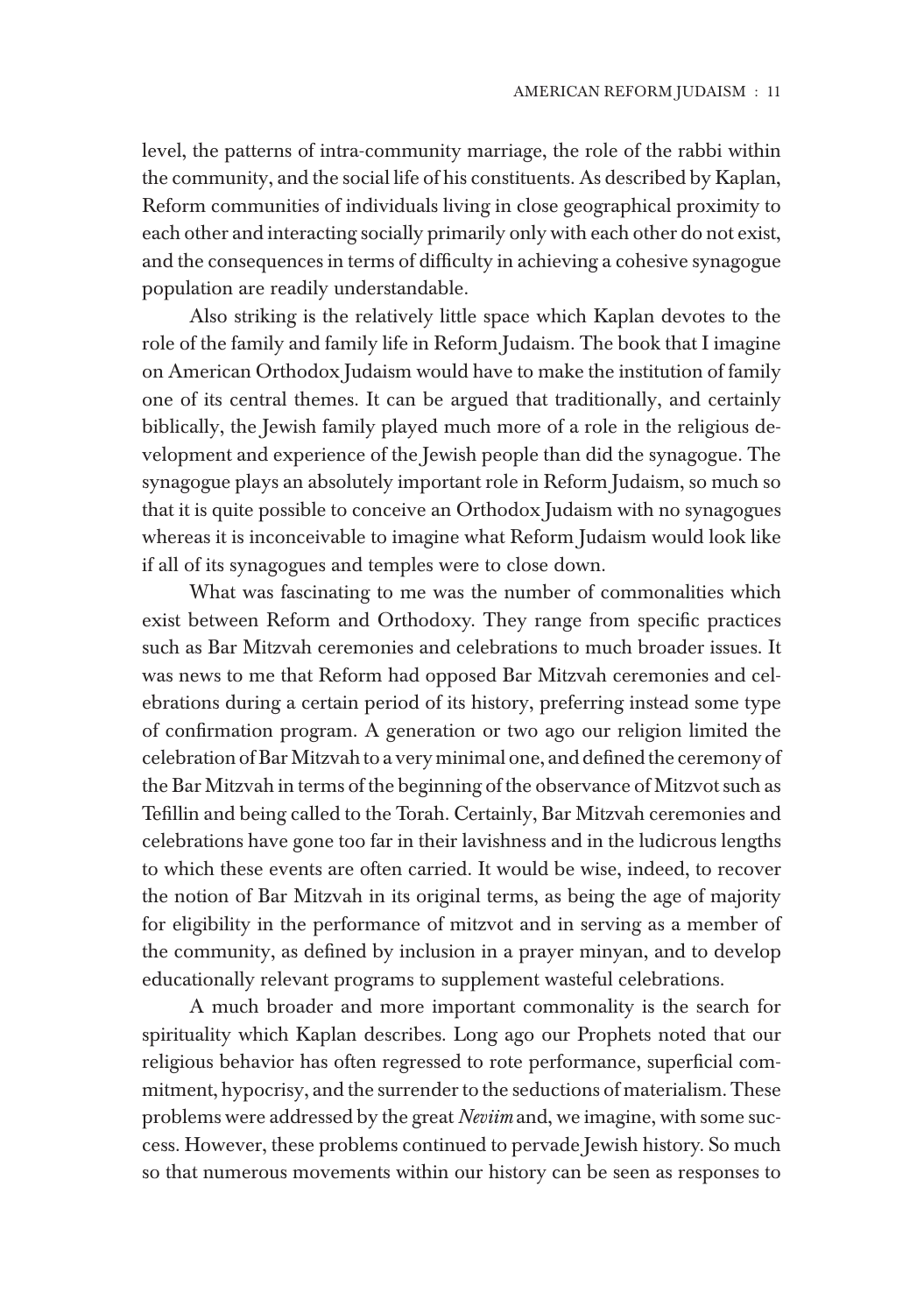level, the patterns of intra-community marriage, the role of the rabbi within the community, and the social life of his constituents. As described by Kaplan, Reform communities of individuals living in close geographical proximity to each other and interacting socially primarily only with each other do not exist, and the consequences in terms of difficulty in achieving a cohesive synagogue population are readily understandable.

Also striking is the relatively little space which Kaplan devotes to the role of the family and family life in Reform Judaism. The book that I imagine on American Orthodox Judaism would have to make the institution of family one of its central themes. It can be argued that traditionally, and certainly biblically, the Jewish family played much more of a role in the religious development and experience of the Jewish people than did the synagogue. The synagogue plays an absolutely important role in Reform Judaism, so much so that it is quite possible to conceive an Orthodox Judaism with no synagogues whereas it is inconceivable to imagine what Reform Judaism would look like if all of its synagogues and temples were to close down.

What was fascinating to me was the number of commonalities which exist between Reform and Orthodoxy. They range from specific practices such as Bar Mitzvah ceremonies and celebrations to much broader issues. It was news to me that Reform had opposed Bar Mitzvah ceremonies and celebrations during a certain period of its history, preferring instead some type of confirmation program. A generation or two ago our religion limited the celebration of Bar Mitzvah to a very minimal one, and defined the ceremony of the Bar Mitzvah in terms of the beginning of the observance of Mitzvot such as Tefillin and being called to the Torah. Certainly, Bar Mitzvah ceremonies and celebrations have gone too far in their lavishness and in the ludicrous lengths to which these events are often carried. It would be wise, indeed, to recover the notion of Bar Mitzvah in its original terms, as being the age of majority for eligibility in the performance of mitzvot and in serving as a member of the community, as defined by inclusion in a prayer minyan, and to develop educationally relevant programs to supplement wasteful celebrations.

A much broader and more important commonality is the search for spirituality which Kaplan describes. Long ago our Prophets noted that our religious behavior has often regressed to rote performance, superficial commitment, hypocrisy, and the surrender to the seductions of materialism. These problems were addressed by the great *Neviim* and, we imagine, with some success. However, these problems continued to pervade Jewish history. So much so that numerous movements within our history can be seen as responses to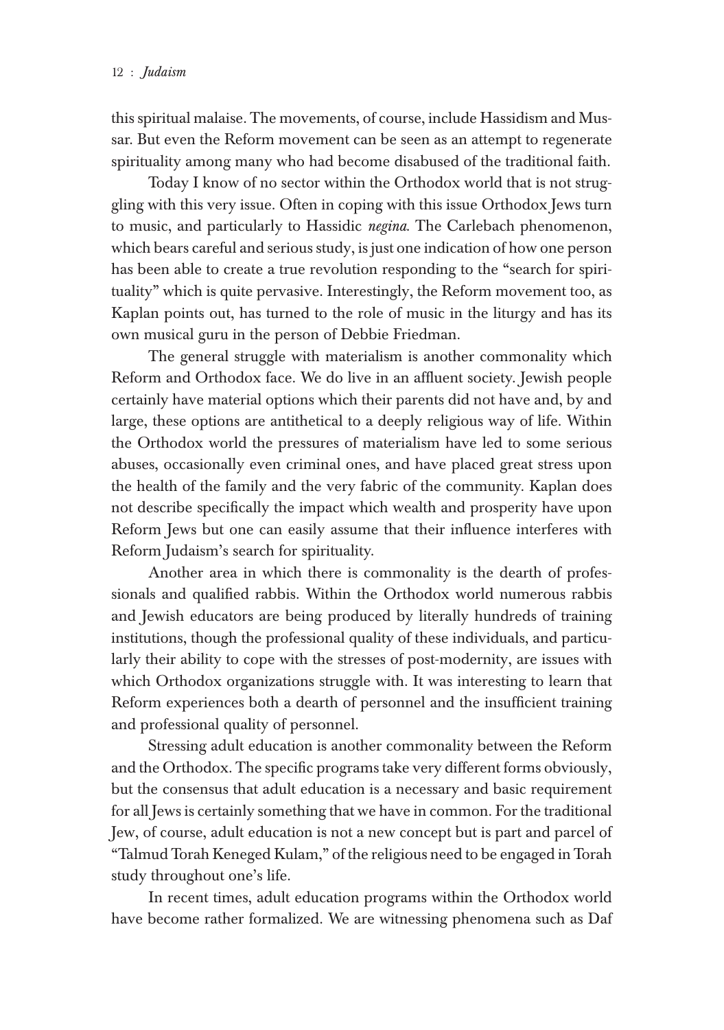this spiritual malaise. The movements, of course, include Hassidism and Mussar. But even the Reform movement can be seen as an attempt to regenerate spirituality among many who had become disabused of the traditional faith.

Today I know of no sector within the Orthodox world that is not struggling with this very issue. Often in coping with this issue Orthodox Jews turn to music, and particularly to Hassidic *negina*. The Carlebach phenomenon, which bears careful and serious study, is just one indication of how one person has been able to create a true revolution responding to the "search for spirituality" which is quite pervasive. Interestingly, the Reform movement too, as Kaplan points out, has turned to the role of music in the liturgy and has its own musical guru in the person of Debbie Friedman.

The general struggle with materialism is another commonality which Reform and Orthodox face. We do live in an affluent society. Jewish people certainly have material options which their parents did not have and, by and large, these options are antithetical to a deeply religious way of life. Within the Orthodox world the pressures of materialism have led to some serious abuses, occasionally even criminal ones, and have placed great stress upon the health of the family and the very fabric of the community. Kaplan does not describe specifically the impact which wealth and prosperity have upon Reform Jews but one can easily assume that their influence interferes with Reform Judaism's search for spirituality.

Another area in which there is commonality is the dearth of professionals and qualified rabbis. Within the Orthodox world numerous rabbis and Jewish educators are being produced by literally hundreds of training institutions, though the professional quality of these individuals, and particularly their ability to cope with the stresses of post-modernity, are issues with which Orthodox organizations struggle with. It was interesting to learn that Reform experiences both a dearth of personnel and the insufficient training and professional quality of personnel.

Stressing adult education is another commonality between the Reform and the Orthodox. The specific programs take very different forms obviously, but the consensus that adult education is a necessary and basic requirement for all Jews is certainly something that we have in common. For the traditional Jew, of course, adult education is not a new concept but is part and parcel of "Talmud Torah Keneged Kulam," of the religious need to be engaged in Torah study throughout one's life.

In recent times, adult education programs within the Orthodox world have become rather formalized. We are witnessing phenomena such as Daf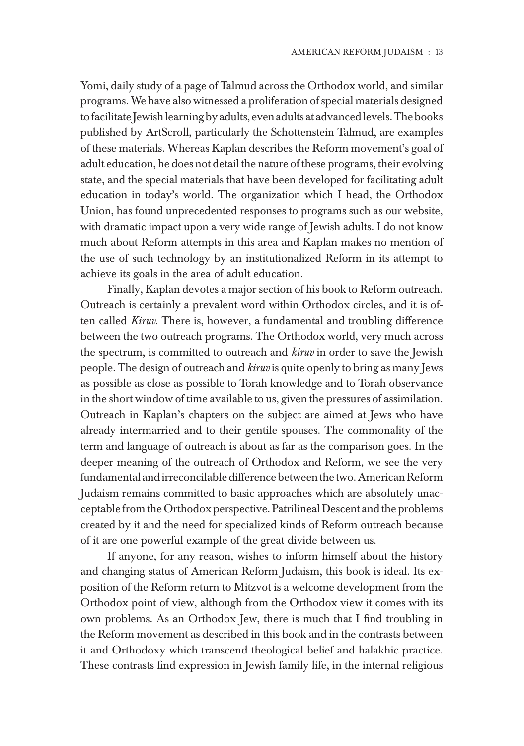Yomi, daily study of a page of Talmud across the Orthodox world, and similar programs. We have also witnessed a proliferation of special materials designed to facilitate Jewish learning by adults, even adults at advanced levels. The books published by ArtScroll, particularly the Schottenstein Talmud, are examples of these materials. Whereas Kaplan describes the Reform movement's goal of adult education, he does not detail the nature of these programs, their evolving state, and the special materials that have been developed for facilitating adult education in today's world. The organization which I head, the Orthodox Union, has found unprecedented responses to programs such as our website, with dramatic impact upon a very wide range of Jewish adults. I do not know much about Reform attempts in this area and Kaplan makes no mention of the use of such technology by an institutionalized Reform in its attempt to achieve its goals in the area of adult education.

Finally, Kaplan devotes a major section of his book to Reform outreach. Outreach is certainly a prevalent word within Orthodox circles, and it is often called *Kiruv.* There is, however, a fundamental and troubling difference between the two outreach programs. The Orthodox world, very much across the spectrum, is committed to outreach and *kiruv* in order to save the Jewish people. The design of outreach and *kiruv* is quite openly to bring as many Jews as possible as close as possible to Torah knowledge and to Torah observance in the short window of time available to us, given the pressures of assimilation. Outreach in Kaplan's chapters on the subject are aimed at Jews who have already intermarried and to their gentile spouses. The commonality of the term and language of outreach is about as far as the comparison goes. In the deeper meaning of the outreach of Orthodox and Reform, we see the very fundamental and irreconcilable difference between the two. American Reform Judaism remains committed to basic approaches which are absolutely unacceptable from the Orthodox perspective. Patrilineal Descent and the problems created by it and the need for specialized kinds of Reform outreach because of it are one powerful example of the great divide between us.

If anyone, for any reason, wishes to inform himself about the history and changing status of American Reform Judaism, this book is ideal. Its exposition of the Reform return to Mitzvot is a welcome development from the Orthodox point of view, although from the Orthodox view it comes with its own problems. As an Orthodox Jew, there is much that I find troubling in the Reform movement as described in this book and in the contrasts between it and Orthodoxy which transcend theological belief and halakhic practice. These contrasts find expression in Jewish family life, in the internal religious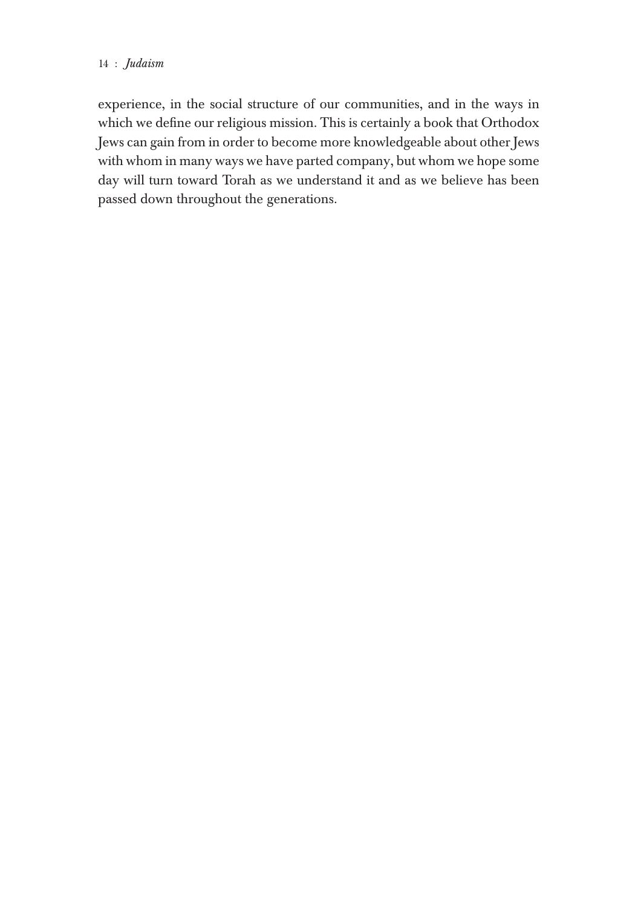experience, in the social structure of our communities, and in the ways in which we define our religious mission. This is certainly a book that Orthodox Jews can gain from in order to become more knowledgeable about other Jews with whom in many ways we have parted company, but whom we hope some day will turn toward Torah as we understand it and as we believe has been passed down throughout the generations.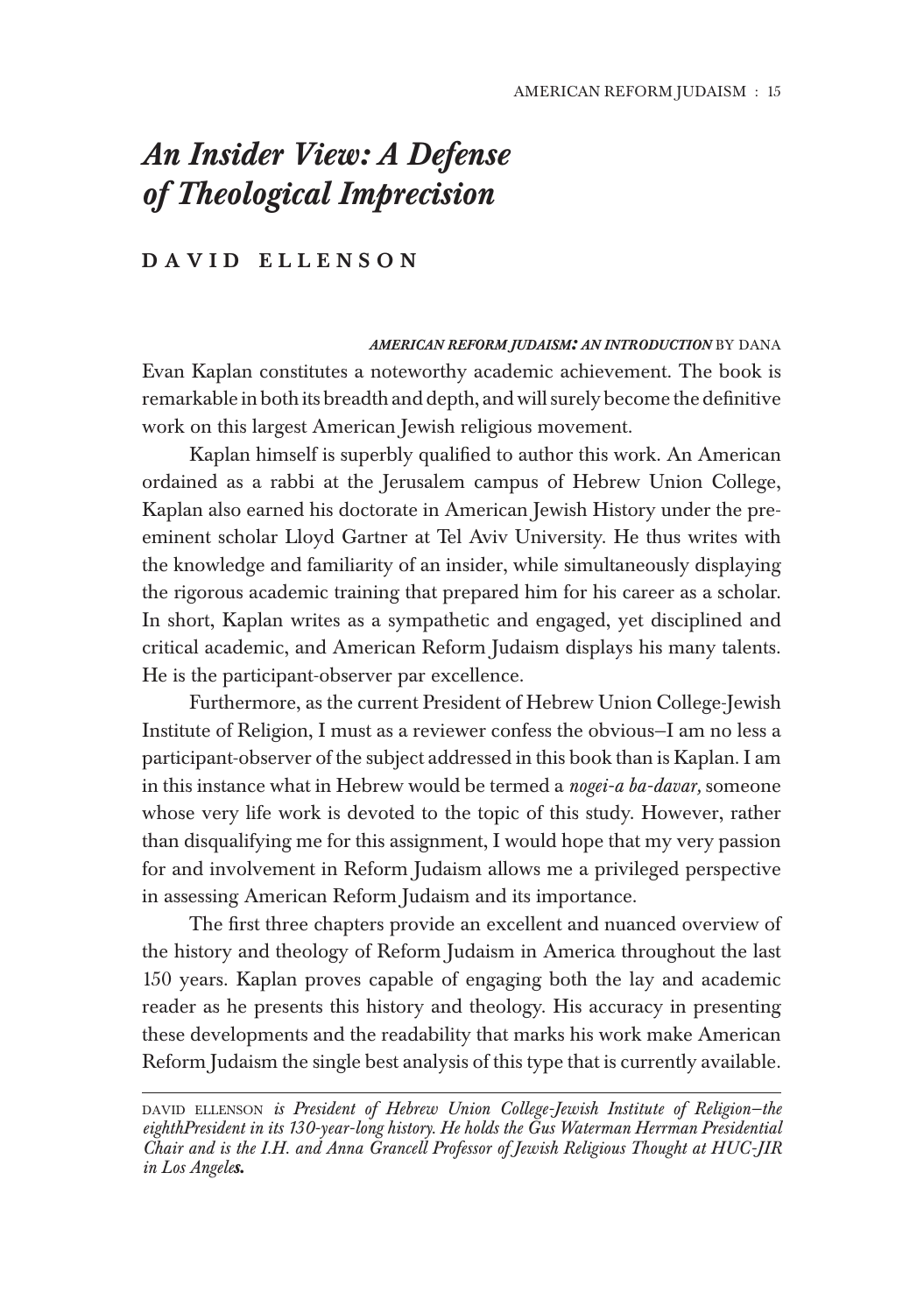# *An Insider View: A Defense of Theological Imprecision*

## DAVID ELLENSON

***AMERICAN REFORM JUDAISM: AN INTRODUCTION*** BY DANA Evan Kaplan constitutes a noteworthy academic achievement. The book is remarkable in both its breadth and depth, and will surely become the definitive work on this largest American Jewish religious movement.

Kaplan himself is superbly qualified to author this work. An American ordained as a rabbi at the Jerusalem campus of Hebrew Union College, Kaplan also earned his doctorate in American Jewish History under the pre-eminent scholar Lloyd Gartner at Tel Aviv University. He thus writes with the knowledge and familiarity of an insider, while simultaneously displaying the rigorous academic training that prepared him for his career as a scholar. In short, Kaplan writes as a sympathetic and engaged, yet disciplined and critical academic, and American Reform Judaism displays his many talents. He is the participant-observer par excellence.

Furthermore, as the current President of Hebrew Union College-Jewish Institute of Religion, I must as a reviewer confess the obvious–I am no less a participant-observer of the subject addressed in this book than is Kaplan. I am in this instance what in Hebrew would be termed a *nogei-a ba-davar,* someone whose very life work is devoted to the topic of this study. However, rather than disqualifying me for this assignment, I would hope that my very passion for and involvement in Reform Judaism allows me a privileged perspective in assessing American Reform Judaism and its importance.

The first three chapters provide an excellent and nuanced overview of the history and theology of Reform Judaism in America throughout the last 150 years. Kaplan proves capable of engaging both the lay and academic reader as he presents this history and theology. His accuracy in presenting these developments and the readability that marks his work make American Reform Judaism the single best analysis of this type that is currently available.

---

DAVID ELLENSON *is President of Hebrew Union College-Jewish Institute of Religion–the eighthPresident in its 130-year-long history. He holds the Gus Waterman Herrman Presidential Chair and is the I.H. and Anna Grancell Professor of Jewish Religious Thought at HUC-JIR in Los Angeles.*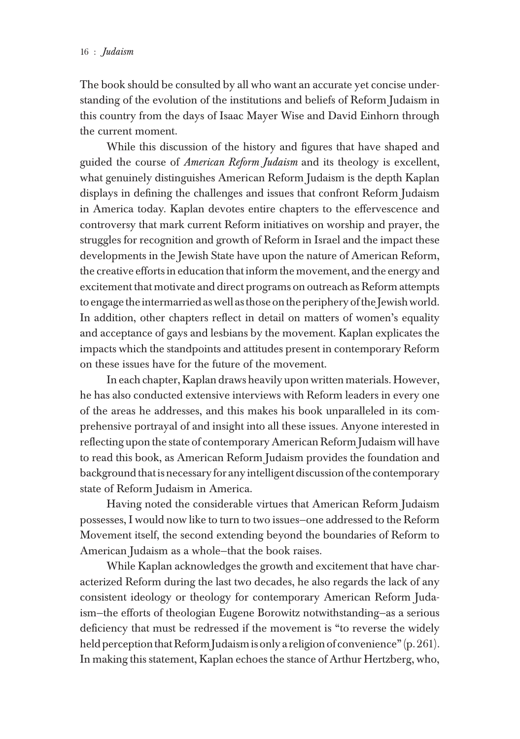The book should be consulted by all who want an accurate yet concise understanding of the evolution of the institutions and beliefs of Reform Judaism in this country from the days of Isaac Mayer Wise and David Einhorn through the current moment.

While this discussion of the history and figures that have shaped and guided the course of *American Reform Judaism* and its theology is excellent, what genuinely distinguishes American Reform Judaism is the depth Kaplan displays in defining the challenges and issues that confront Reform Judaism in America today. Kaplan devotes entire chapters to the effervescence and controversy that mark current Reform initiatives on worship and prayer, the struggles for recognition and growth of Reform in Israel and the impact these developments in the Jewish State have upon the nature of American Reform, the creative efforts in education that inform the movement, and the energy and excitement that motivate and direct programs on outreach as Reform attempts to engage the intermarried as well as those on the periphery of the Jewish world. In addition, other chapters reflect in detail on matters of women's equality and acceptance of gays and lesbians by the movement. Kaplan explicates the impacts which the standpoints and attitudes present in contemporary Reform on these issues have for the future of the movement.

In each chapter, Kaplan draws heavily upon written materials. However, he has also conducted extensive interviews with Reform leaders in every one of the areas he addresses, and this makes his book unparalleled in its comprehensive portrayal of and insight into all these issues. Anyone interested in reflecting upon the state of contemporary American Reform Judaism will have to read this book, as American Reform Judaism provides the foundation and background that is necessary for any intelligent discussion of the contemporary state of Reform Judaism in America.

Having noted the considerable virtues that American Reform Judaism possesses, I would now like to turn to two issues—one addressed to the Reform Movement itself, the second extending beyond the boundaries of Reform to American Judaism as a whole—that the book raises.

While Kaplan acknowledges the growth and excitement that have characterized Reform during the last two decades, he also regards the lack of any consistent ideology or theology for contemporary American Reform Judaism—the efforts of theologian Eugene Borowitz notwithstanding—as a serious deficiency that must be redressed if the movement is "to reverse the widely held perception that Reform Judaism is only a religion of convenience" (p. 261). In making this statement, Kaplan echoes the stance of Arthur Hertzberg, who,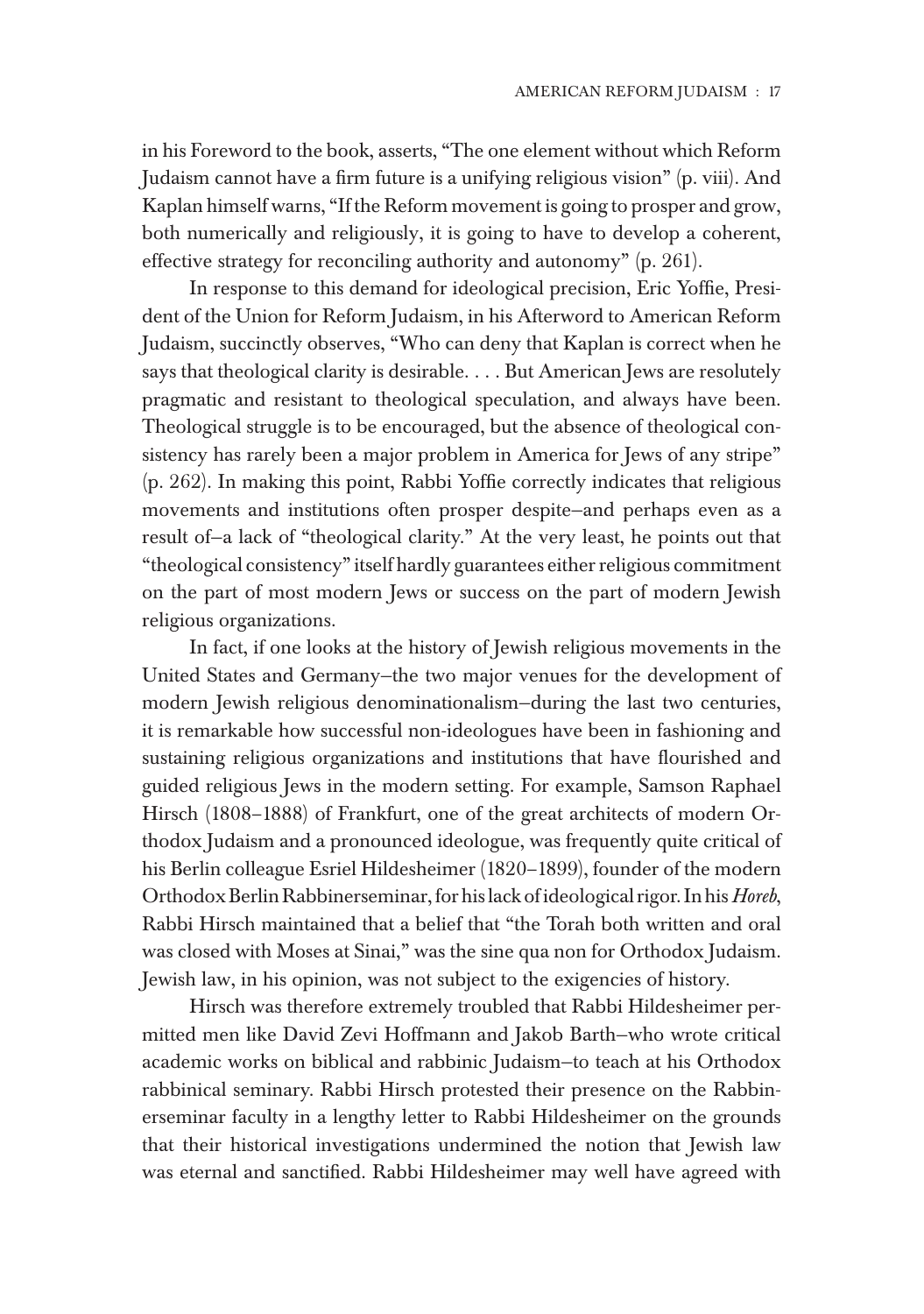in his Foreword to the book, asserts, "The one element without which Reform Judaism cannot have a firm future is a unifying religious vision" (p. viii). And Kaplan himself warns, "If the Reform movement is going to prosper and grow, both numerically and religiously, it is going to have to develop a coherent, effective strategy for reconciling authority and autonomy" (p. 261).

In response to this demand for ideological precision, Eric Yoffie, President of the Union for Reform Judaism, in his Afterword to American Reform Judaism, succinctly observes, "Who can deny that Kaplan is correct when he says that theological clarity is desirable. . . . But American Jews are resolutely pragmatic and resistant to theological speculation, and always have been. Theological struggle is to be encouraged, but the absence of theological consistency has rarely been a major problem in America for Jews of any stripe" (p. 262). In making this point, Rabbi Yoffie correctly indicates that religious movements and institutions often prosper despite—and perhaps even as a result of—a lack of "theological clarity." At the very least, he points out that "theological consistency" itself hardly guarantees either religious commitment on the part of most modern Jews or success on the part of modern Jewish religious organizations.

In fact, if one looks at the history of Jewish religious movements in the United States and Germany—the two major venues for the development of modern Jewish religious denominationalism—during the last two centuries, it is remarkable how successful non-ideologues have been in fashioning and sustaining religious organizations and institutions that have flourished and guided religious Jews in the modern setting. For example, Samson Raphael Hirsch (1808–1888) of Frankfurt, one of the great architects of modern Orthodox Judaism and a pronounced ideologue, was frequently quite critical of his Berlin colleague Esriel Hildesheimer (1820–1899), founder of the modern Orthodox Berlin Rabbinerseminar, for his lack of ideological rigor. In his *Horeb*, Rabbi Hirsch maintained that a belief that "the Torah both written and oral was closed with Moses at Sinai," was the sine qua non for Orthodox Judaism. Jewish law, in his opinion, was not subject to the exigencies of history.

Hirsch was therefore extremely troubled that Rabbi Hildesheimer permitted men like David Zevi Hoffmann and Jakob Barth—who wrote critical academic works on biblical and rabbinic Judaism—to teach at his Orthodox rabbinical seminary. Rabbi Hirsch protested their presence on the Rabbinerseminar faculty in a lengthy letter to Rabbi Hildesheimer on the grounds that their historical investigations undermined the notion that Jewish law was eternal and sanctified. Rabbi Hildesheimer may well have agreed with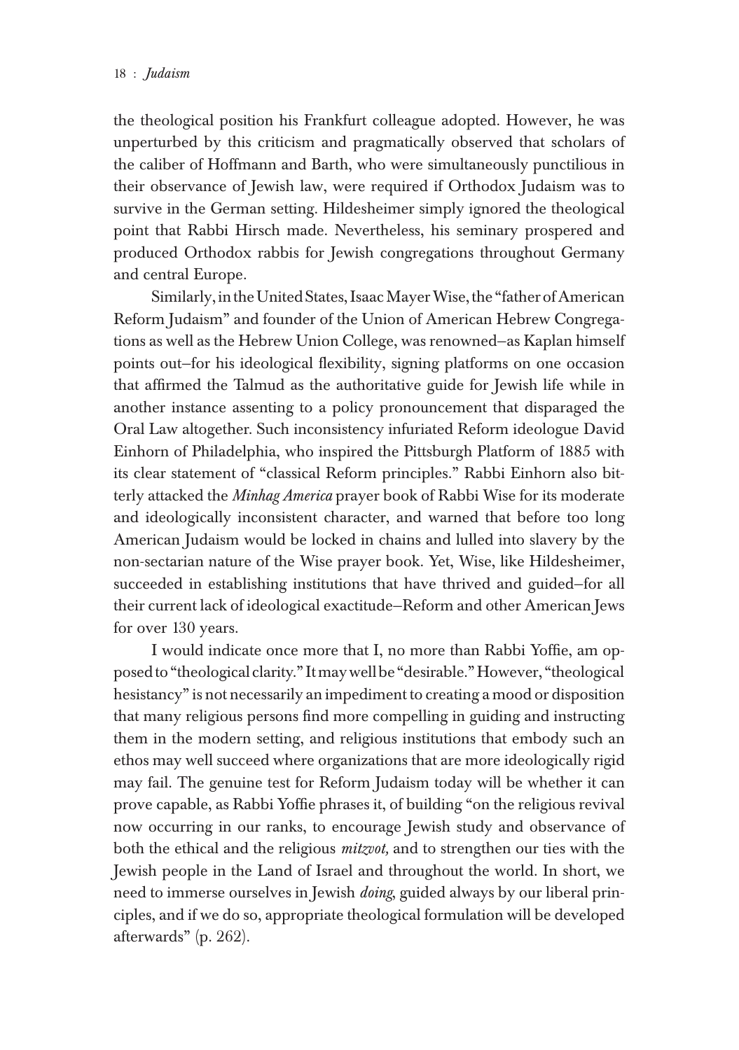the theological position his Frankfurt colleague adopted. However, he was unperturbed by this criticism and pragmatically observed that scholars of the caliber of Hoffmann and Barth, who were simultaneously punctilious in their observance of Jewish law, were required if Orthodox Judaism was to survive in the German setting. Hildesheimer simply ignored the theological point that Rabbi Hirsch made. Nevertheless, his seminary prospered and produced Orthodox rabbis for Jewish congregations throughout Germany and central Europe.

Similarly, in the United States, Isaac Mayer Wise, the "father of American Reform Judaism" and founder of the Union of American Hebrew Congregations as well as the Hebrew Union College, was renowned—as Kaplan himself points out—for his ideological flexibility, signing platforms on one occasion that affirmed the Talmud as the authoritative guide for Jewish life while in another instance assenting to a policy pronouncement that disparaged the Oral Law altogether. Such inconsistency infuriated Reform ideologue David Einhorn of Philadelphia, who inspired the Pittsburgh Platform of 1885 with its clear statement of "classical Reform principles." Rabbi Einhorn also bitterly attacked the *Minhag America* prayer book of Rabbi Wise for its moderate and ideologically inconsistent character, and warned that before too long American Judaism would be locked in chains and lulled into slavery by the non-sectarian nature of the Wise prayer book. Yet, Wise, like Hildesheimer, succeeded in establishing institutions that have thrived and guided—for all their current lack of ideological exactitude—Reform and other American Jews for over 130 years.

I would indicate once more that I, no more than Rabbi Yoffie, am opposed to "theological clarity." It may well be "desirable." However, "theological hesistancy" is not necessarily an impediment to creating a mood or disposition that many religious persons find more compelling in guiding and instructing them in the modern setting, and religious institutions that embody such an ethos may well succeed where organizations that are more ideologically rigid may fail. The genuine test for Reform Judaism today will be whether it can prove capable, as Rabbi Yoffie phrases it, of building "on the religious revival now occurring in our ranks, to encourage Jewish study and observance of both the ethical and the religious *mitzvot,* and to strengthen our ties with the Jewish people in the Land of Israel and throughout the world. In short, we need to immerse ourselves in Jewish *doing*, guided always by our liberal principles, and if we do so, appropriate theological formulation will be developed afterwards" (p. 262).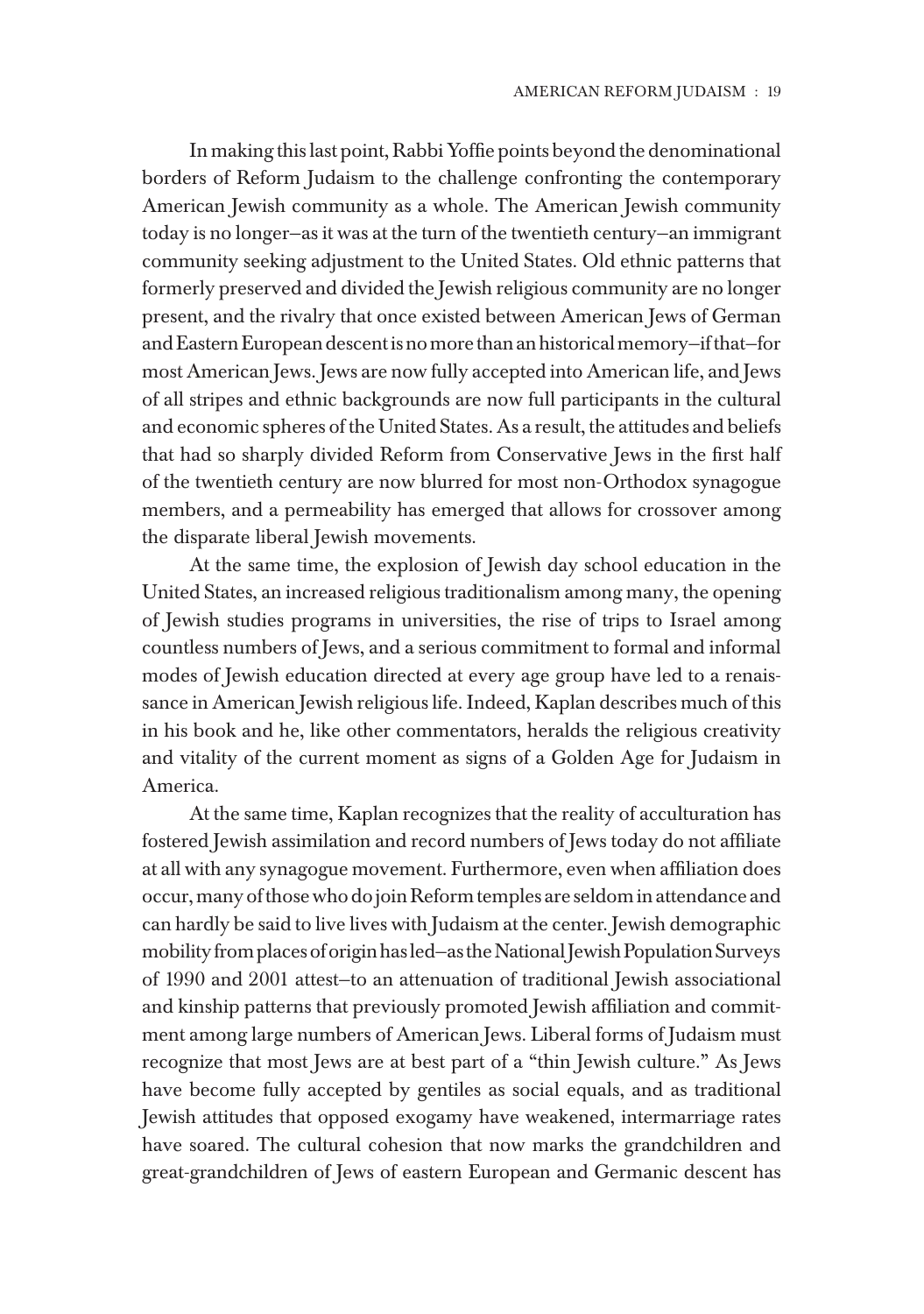In making this last point, Rabbi Yoffie points beyond the denominational borders of Reform Judaism to the challenge confronting the contemporary American Jewish community as a whole. The American Jewish community today is no longer—as it was at the turn of the twentieth century—an immigrant community seeking adjustment to the United States. Old ethnic patterns that formerly preserved and divided the Jewish religious community are no longer present, and the rivalry that once existed between American Jews of German and Eastern European descent is no more than an historical memory—if that—for most American Jews. Jews are now fully accepted into American life, and Jews of all stripes and ethnic backgrounds are now full participants in the cultural and economic spheres of the United States. As a result, the attitudes and beliefs that had so sharply divided Reform from Conservative Jews in the first half of the twentieth century are now blurred for most non-Orthodox synagogue members, and a permeability has emerged that allows for crossover among the disparate liberal Jewish movements.

At the same time, the explosion of Jewish day school education in the United States, an increased religious traditionalism among many, the opening of Jewish studies programs in universities, the rise of trips to Israel among countless numbers of Jews, and a serious commitment to formal and informal modes of Jewish education directed at every age group have led to a renaissance in American Jewish religious life. Indeed, Kaplan describes much of this in his book and he, like other commentators, heralds the religious creativity and vitality of the current moment as signs of a Golden Age for Judaism in America.

At the same time, Kaplan recognizes that the reality of acculturation has fostered Jewish assimilation and record numbers of Jews today do not affiliate at all with any synagogue movement. Furthermore, even when affiliation does occur, many of those who do join Reform temples are seldom in attendance and can hardly be said to live lives with Judaism at the center. Jewish demographic mobility from places of origin has led—as the National Jewish Population Surveys of 1990 and 2001 attest—to an attenuation of traditional Jewish associational and kinship patterns that previously promoted Jewish affiliation and commitment among large numbers of American Jews. Liberal forms of Judaism must recognize that most Jews are at best part of a "thin Jewish culture." As Jews have become fully accepted by gentiles as social equals, and as traditional Jewish attitudes that opposed exogamy have weakened, intermarriage rates have soared. The cultural cohesion that now marks the grandchildren and great-grandchildren of Jews of eastern European and Germanic descent has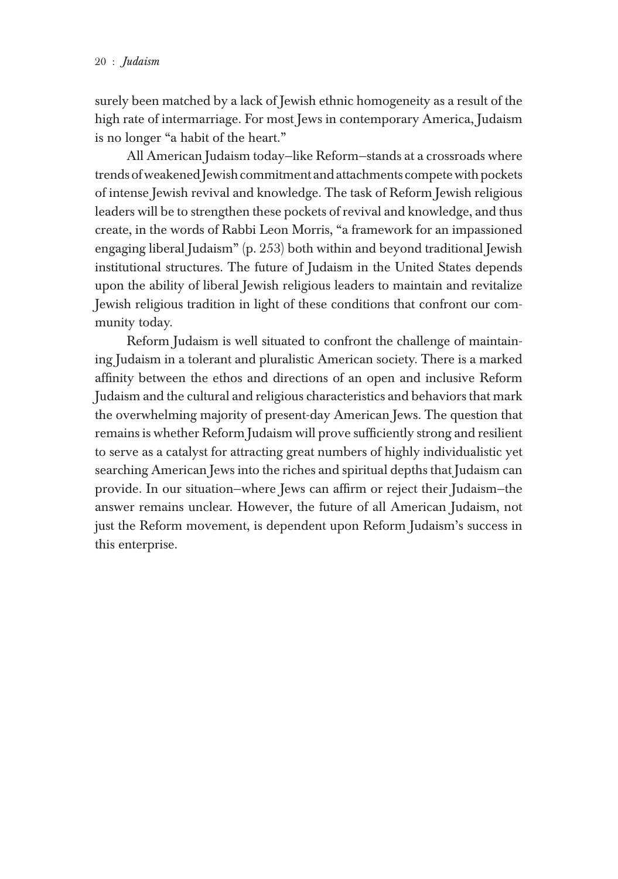surely been matched by a lack of Jewish ethnic homogeneity as a result of the high rate of intermarriage. For most Jews in contemporary America, Judaism is no longer "a habit of the heart."

All American Judaism today—like Reform—stands at a crossroads where trends of weakened Jewish commitment and attachments compete with pockets of intense Jewish revival and knowledge. The task of Reform Jewish religious leaders will be to strengthen these pockets of revival and knowledge, and thus create, in the words of Rabbi Leon Morris, "a framework for an impassioned engaging liberal Judaism" (p. 253) both within and beyond traditional Jewish institutional structures. The future of Judaism in the United States depends upon the ability of liberal Jewish religious leaders to maintain and revitalize Jewish religious tradition in light of these conditions that confront our community today.

Reform Judaism is well situated to confront the challenge of maintaining Judaism in a tolerant and pluralistic American society. There is a marked affinity between the ethos and directions of an open and inclusive Reform Judaism and the cultural and religious characteristics and behaviors that mark the overwhelming majority of present-day American Jews. The question that remains is whether Reform Judaism will prove sufficiently strong and resilient to serve as a catalyst for attracting great numbers of highly individualistic yet searching American Jews into the riches and spiritual depths that Judaism can provide. In our situation—where Jews can affirm or reject their Judaism—the answer remains unclear. However, the future of all American Judaism, not just the Reform movement, is dependent upon Reform Judaism's success in this enterprise.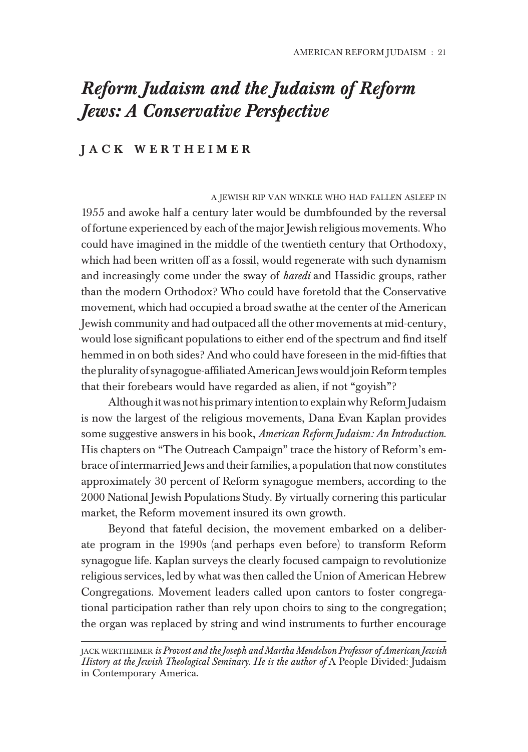# *Reform Judaism and the Judaism of Reform Jews: A Conservative Perspective*

## JACK WERTHEIMER

A JEWISH RIP VAN WINKLE WHO HAD FALLEN ASLEEP IN 1955 and awoke half a century later would be dumbfounded by the reversal of fortune experienced by each of the major Jewish religious movements. Who could have imagined in the middle of the twentieth century that Orthodoxy, which had been written off as a fossil, would regenerate with such dynamism and increasingly come under the sway of *haredi* and Hassidic groups, rather than the modern Orthodox? Who could have foretold that the Conservative movement, which had occupied a broad swathe at the center of the American Jewish community and had outpaced all the other movements at mid-century, would lose significant populations to either end of the spectrum and find itself hemmed in on both sides? And who could have foreseen in the mid-fifties that the plurality of synagogue-affiliated American Jews would join Reform temples that their forebears would have regarded as alien, if not "goyish"?

Although it was not his primary intention to explain why Reform Judaism is now the largest of the religious movements, Dana Evan Kaplan provides some suggestive answers in his book, *American Reform Judaism: An Introduction.* His chapters on "The Outreach Campaign" trace the history of Reform's embrace of intermarried Jews and their families, a population that now constitutes approximately 30 percent of Reform synagogue members, according to the 2000 National Jewish Populations Study. By virtually cornering this particular market, the Reform movement insured its own growth.

Beyond that fateful decision, the movement embarked on a deliberate program in the 1990s (and perhaps even before) to transform Reform synagogue life. Kaplan surveys the clearly focused campaign to revolutionize religious services, led by what was then called the Union of American Hebrew Congregations. Movement leaders called upon cantors to foster congregational participation rather than rely upon choirs to sing to the congregation; the organ was replaced by string and wind instruments to further encourage

---

JACK WERTHEIMER *is Provost and the Joseph and Martha Mendelson Professor of American Jewish History at the Jewish Theological Seminary. He is the author of* A People Divided: Judaism in Contemporary America.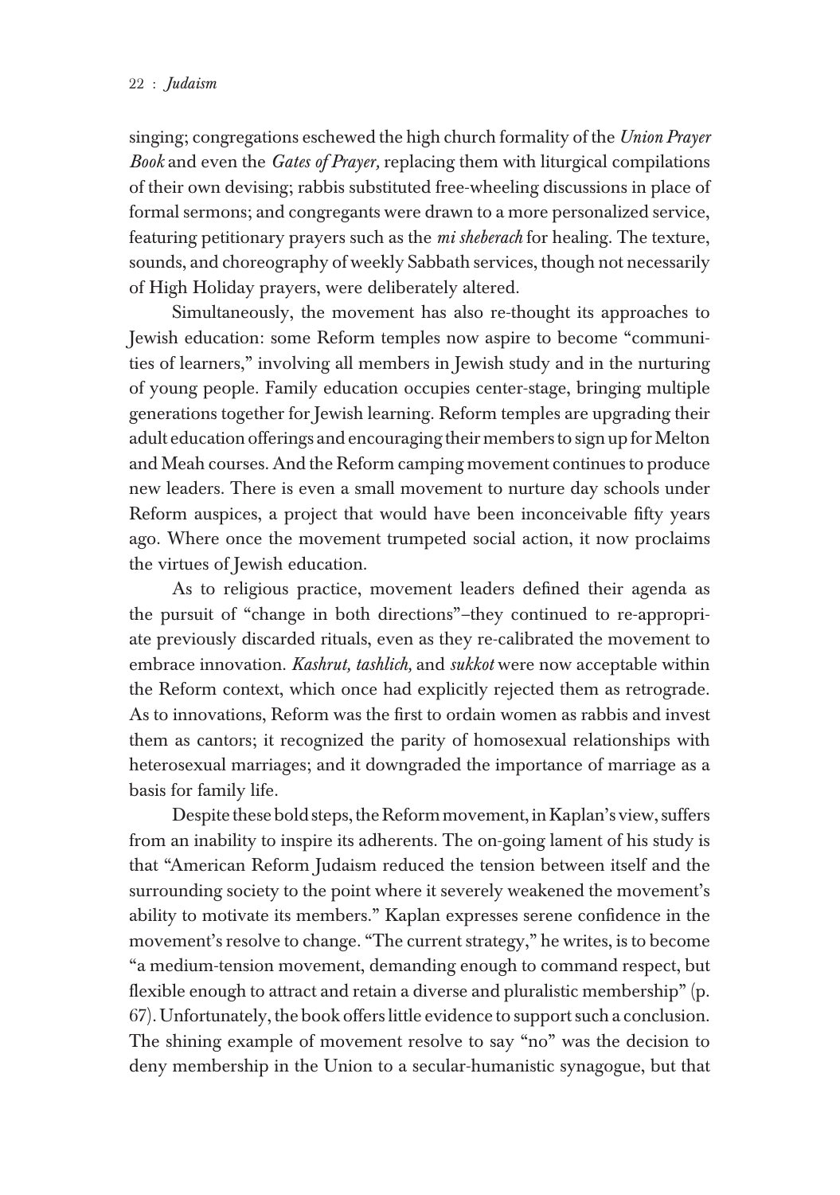singing; congregations eschewed the high church formality of the *Union Prayer Book* and even the *Gates of Prayer,* replacing them with liturgical compilations of their own devising; rabbis substituted free-wheeling discussions in place of formal sermons; and congregants were drawn to a more personalized service, featuring petitionary prayers such as the *mi sheberach* for healing. The texture, sounds, and choreography of weekly Sabbath services, though not necessarily of High Holiday prayers, were deliberately altered.

Simultaneously, the movement has also re-thought its approaches to Jewish education: some Reform temples now aspire to become "communities of learners," involving all members in Jewish study and in the nurturing of young people. Family education occupies center-stage, bringing multiple generations together for Jewish learning. Reform temples are upgrading their adult education offerings and encouraging their members to sign up for Melton and Meah courses. And the Reform camping movement continues to produce new leaders. There is even a small movement to nurture day schools under Reform auspices, a project that would have been inconceivable fifty years ago. Where once the movement trumpeted social action, it now proclaims the virtues of Jewish education.

As to religious practice, movement leaders defined their agenda as the pursuit of "change in both directions"–they continued to re-appropriate previously discarded rituals, even as they re-calibrated the movement to embrace innovation. *Kashrut, tashlich,* and *sukkot* were now acceptable within the Reform context, which once had explicitly rejected them as retrograde. As to innovations, Reform was the first to ordain women as rabbis and invest them as cantors; it recognized the parity of homosexual relationships with heterosexual marriages; and it downgraded the importance of marriage as a basis for family life.

Despite these bold steps, the Reform movement, in Kaplan's view, suffers from an inability to inspire its adherents. The on-going lament of his study is that "American Reform Judaism reduced the tension between itself and the surrounding society to the point where it severely weakened the movement's ability to motivate its members." Kaplan expresses serene confidence in the movement's resolve to change. "The current strategy," he writes, is to become "a medium-tension movement, demanding enough to command respect, but flexible enough to attract and retain a diverse and pluralistic membership" (p. 67). Unfortunately, the book offers little evidence to support such a conclusion. The shining example of movement resolve to say "no" was the decision to deny membership in the Union to a secular-humanistic synagogue, but that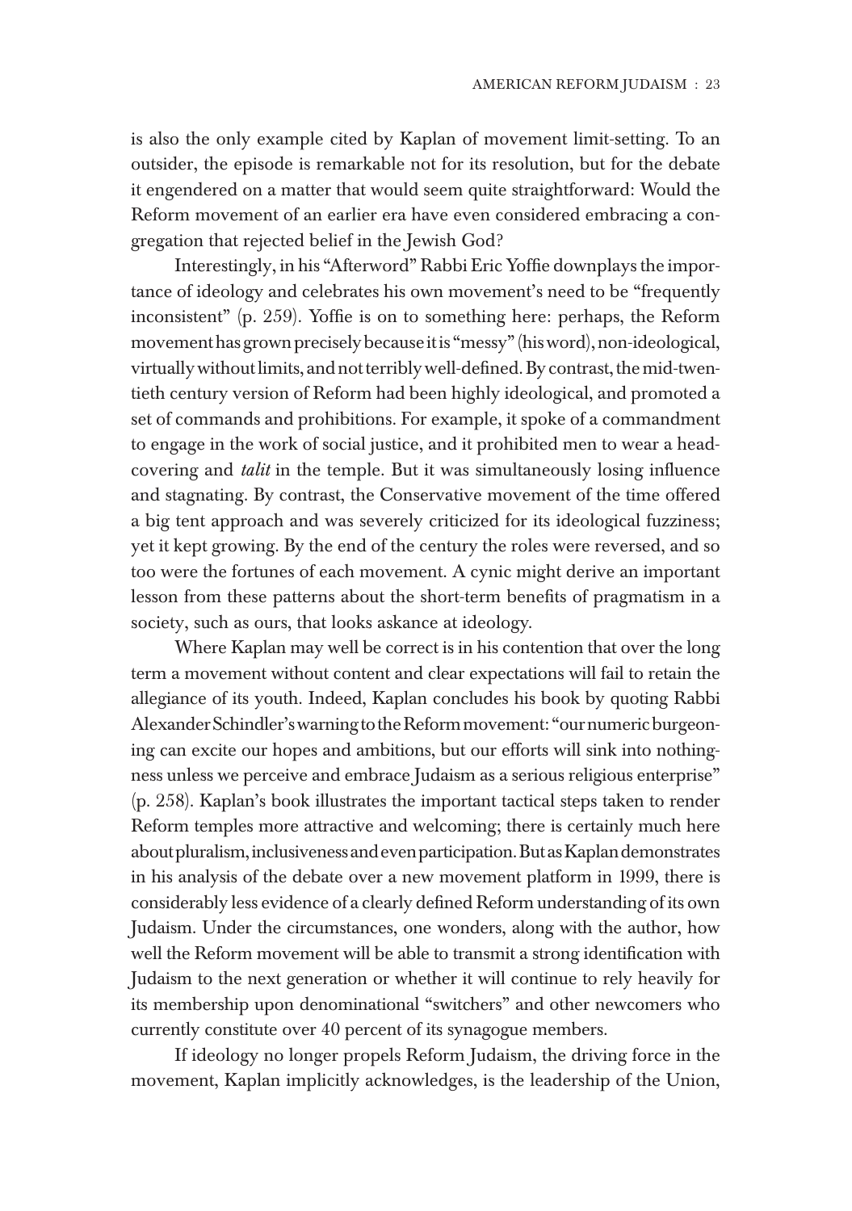is also the only example cited by Kaplan of movement limit-setting. To an outsider, the episode is remarkable not for its resolution, but for the debate it engendered on a matter that would seem quite straightforward: Would the Reform movement of an earlier era have even considered embracing a congregation that rejected belief in the Jewish God?

Interestingly, in his "Afterword" Rabbi Eric Yoffie downplays the importance of ideology and celebrates his own movement's need to be "frequently inconsistent" (p. 259). Yoffie is on to something here: perhaps, the Reform movement has grown precisely because it is "messy" (his word), non-ideological, virtually without limits, and not terribly well-defined. By contrast, the mid-twentieth century version of Reform had been highly ideological, and promoted a set of commands and prohibitions. For example, it spoke of a commandment to engage in the work of social justice, and it prohibited men to wear a head-covering and *talit* in the temple. But it was simultaneously losing influence and stagnating. By contrast, the Conservative movement of the time offered a big tent approach and was severely criticized for its ideological fuzziness; yet it kept growing. By the end of the century the roles were reversed, and so too were the fortunes of each movement. A cynic might derive an important lesson from these patterns about the short-term benefits of pragmatism in a society, such as ours, that looks askance at ideology.

Where Kaplan may well be correct is in his contention that over the long term a movement without content and clear expectations will fail to retain the allegiance of its youth. Indeed, Kaplan concludes his book by quoting Rabbi Alexander Schindler's warning to the Reform movement: "our numeric burgeoning can excite our hopes and ambitions, but our efforts will sink into nothingness unless we perceive and embrace Judaism as a serious religious enterprise" (p. 258). Kaplan's book illustrates the important tactical steps taken to render Reform temples more attractive and welcoming; there is certainly much here about pluralism, inclusiveness and even participation. But as Kaplan demonstrates in his analysis of the debate over a new movement platform in 1999, there is considerably less evidence of a clearly defined Reform understanding of its own Judaism. Under the circumstances, one wonders, along with the author, how well the Reform movement will be able to transmit a strong identification with Judaism to the next generation or whether it will continue to rely heavily for its membership upon denominational "switchers" and other newcomers who currently constitute over 40 percent of its synagogue members.

If ideology no longer propels Reform Judaism, the driving force in the movement, Kaplan implicitly acknowledges, is the leadership of the Union,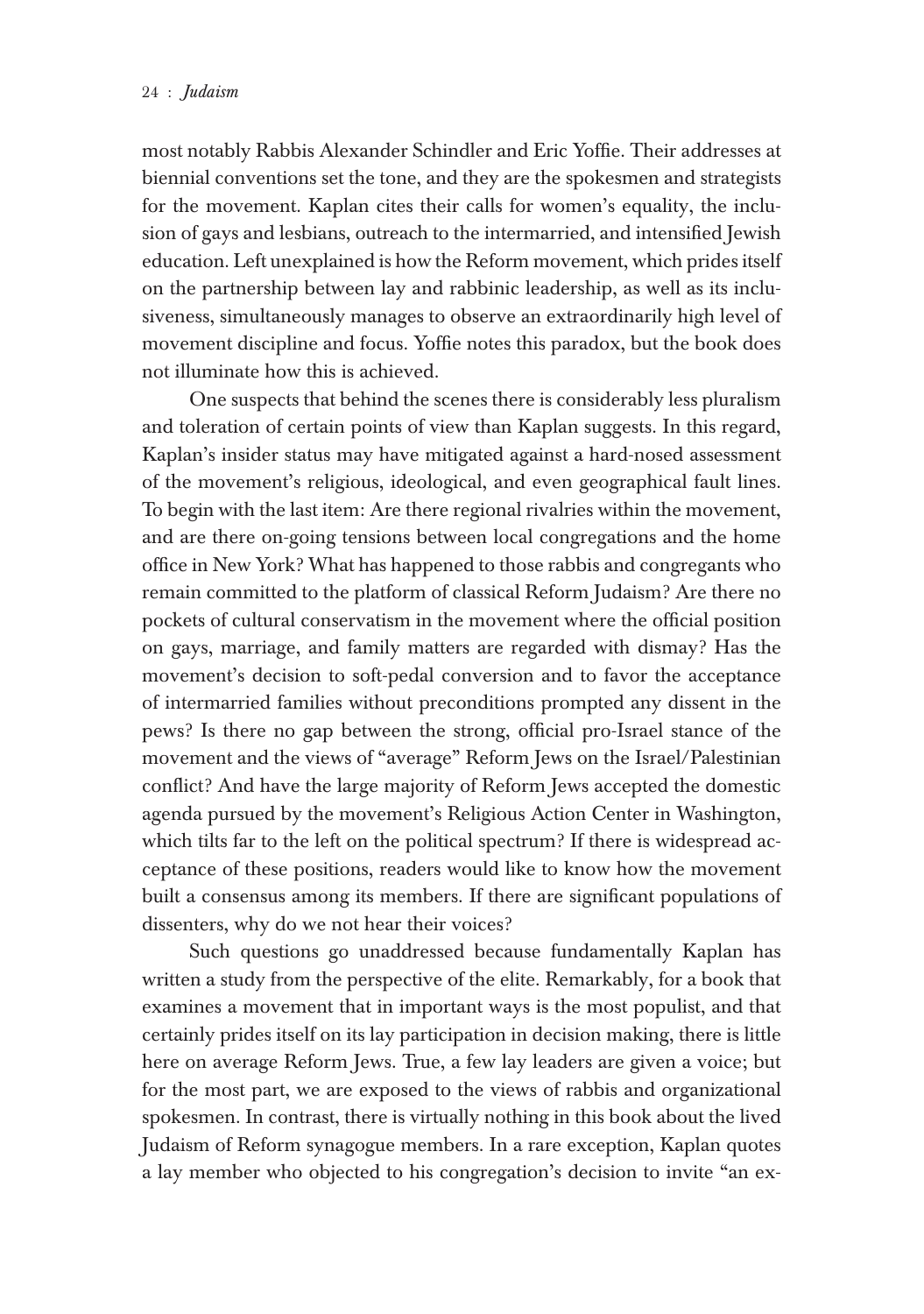most notably Rabbis Alexander Schindler and Eric Yoffie. Their addresses at biennial conventions set the tone, and they are the spokesmen and strategists for the movement. Kaplan cites their calls for women's equality, the inclusion of gays and lesbians, outreach to the intermarried, and intensified Jewish education. Left unexplained is how the Reform movement, which prides itself on the partnership between lay and rabbinic leadership, as well as its inclusiveness, simultaneously manages to observe an extraordinarily high level of movement discipline and focus. Yoffie notes this paradox, but the book does not illuminate how this is achieved.

One suspects that behind the scenes there is considerably less pluralism and toleration of certain points of view than Kaplan suggests. In this regard, Kaplan's insider status may have mitigated against a hard-nosed assessment of the movement's religious, ideological, and even geographical fault lines. To begin with the last item: Are there regional rivalries within the movement, and are there on-going tensions between local congregations and the home office in New York? What has happened to those rabbis and congregants who remain committed to the platform of classical Reform Judaism? Are there no pockets of cultural conservatism in the movement where the official position on gays, marriage, and family matters are regarded with dismay? Has the movement's decision to soft-pedal conversion and to favor the acceptance of intermarried families without preconditions prompted any dissent in the pews? Is there no gap between the strong, official pro-Israel stance of the movement and the views of "average" Reform Jews on the Israel/Palestinian conflict? And have the large majority of Reform Jews accepted the domestic agenda pursued by the movement's Religious Action Center in Washington, which tilts far to the left on the political spectrum? If there is widespread acceptance of these positions, readers would like to know how the movement built a consensus among its members. If there are significant populations of dissenters, why do we not hear their voices?

Such questions go unaddressed because fundamentally Kaplan has written a study from the perspective of the elite. Remarkably, for a book that examines a movement that in important ways is the most populist, and that certainly prides itself on its lay participation in decision making, there is little here on average Reform Jews. True, a few lay leaders are given a voice; but for the most part, we are exposed to the views of rabbis and organizational spokesmen. In contrast, there is virtually nothing in this book about the lived Judaism of Reform synagogue members. In a rare exception, Kaplan quotes a lay member who objected to his congregation's decision to invite "an ex-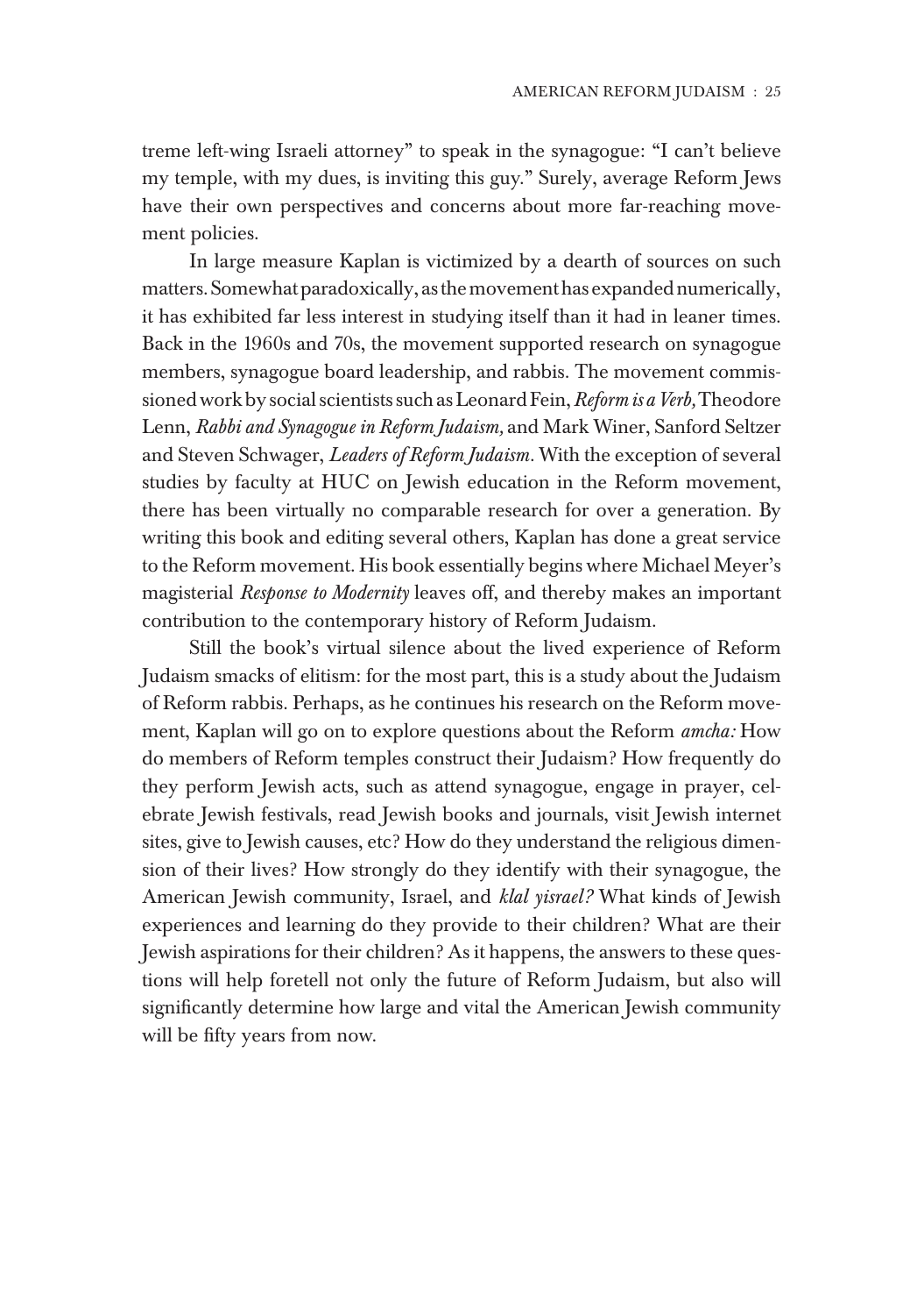treme left-wing Israeli attorney" to speak in the synagogue: "I can't believe my temple, with my dues, is inviting this guy." Surely, average Reform Jews have their own perspectives and concerns about more far-reaching movement policies.

In large measure Kaplan is victimized by a dearth of sources on such matters. Somewhat paradoxically, as the movement has expanded numerically, it has exhibited far less interest in studying itself than it had in leaner times. Back in the 1960s and 70s, the movement supported research on synagogue members, synagogue board leadership, and rabbis. The movement commissioned work by social scientists such as Leonard Fein, *Reform is a Verb,* Theodore Lenn, *Rabbi and Synagogue in Reform Judaism,* and Mark Winer, Sanford Seltzer and Steven Schwager, *Leaders of Reform Judaism*. With the exception of several studies by faculty at HUC on Jewish education in the Reform movement, there has been virtually no comparable research for over a generation. By writing this book and editing several others, Kaplan has done a great service to the Reform movement. His book essentially begins where Michael Meyer's magisterial *Response to Modernity* leaves off, and thereby makes an important contribution to the contemporary history of Reform Judaism.

Still the book's virtual silence about the lived experience of Reform Judaism smacks of elitism: for the most part, this is a study about the Judaism of Reform rabbis. Perhaps, as he continues his research on the Reform movement, Kaplan will go on to explore questions about the Reform *amcha:* How do members of Reform temples construct their Judaism? How frequently do they perform Jewish acts, such as attend synagogue, engage in prayer, celebrate Jewish festivals, read Jewish books and journals, visit Jewish internet sites, give to Jewish causes, etc? How do they understand the religious dimension of their lives? How strongly do they identify with their synagogue, the American Jewish community, Israel, and *klal yisrael?* What kinds of Jewish experiences and learning do they provide to their children? What are their Jewish aspirations for their children? As it happens, the answers to these questions will help foretell not only the future of Reform Judaism, but also will significantly determine how large and vital the American Jewish community will be fifty years from now.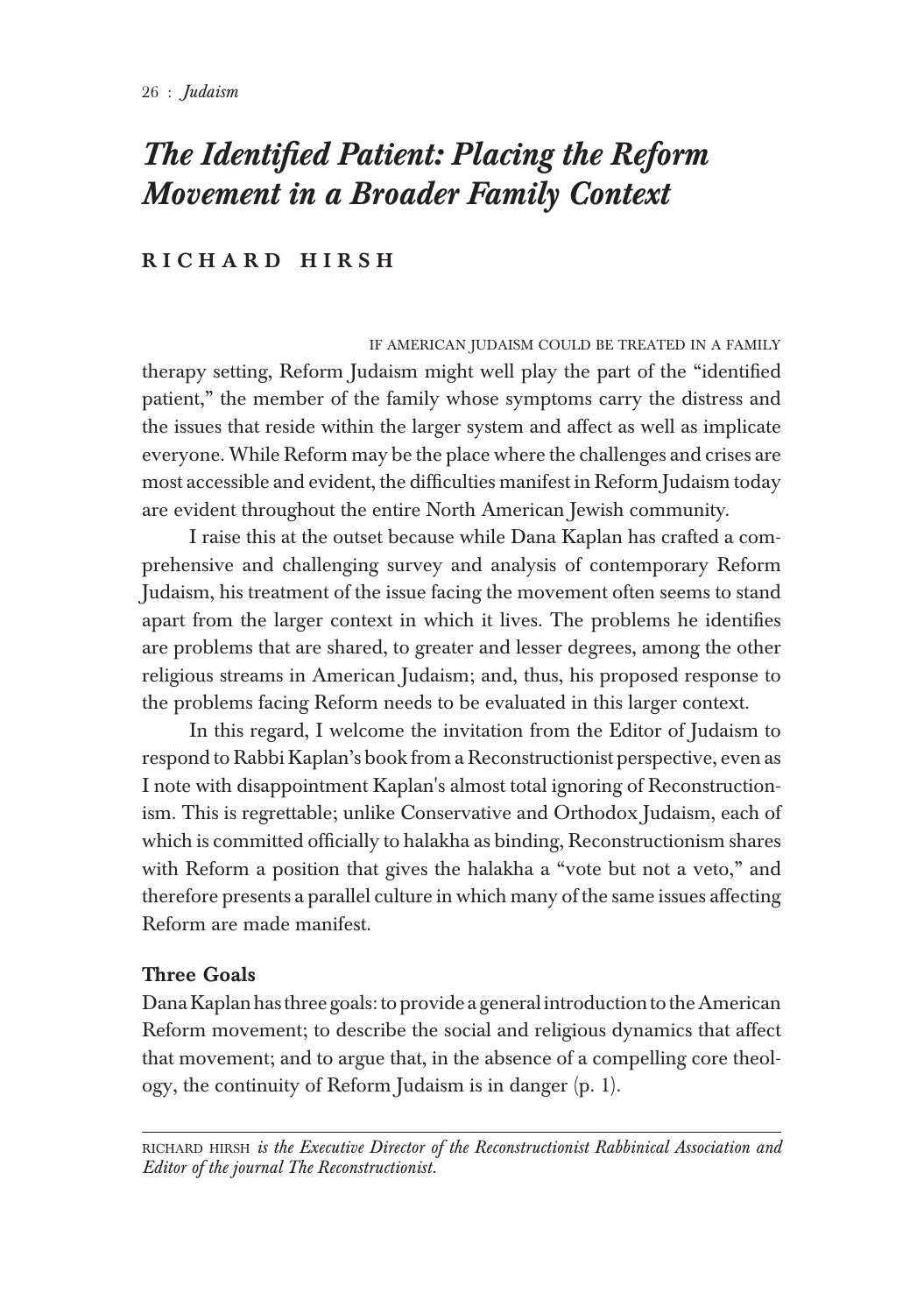# *The Identified Patient: Placing the Reform Movement in a Broader Family Context*

## RICHARD HIRSH

IF AMERICAN JUDAISM COULD BE TREATED IN A FAMILY therapy setting, Reform Judaism might well play the part of the "identified patient," the member of the family whose symptoms carry the distress and the issues that reside within the larger system and affect as well as implicate everyone. While Reform may be the place where the challenges and crises are most accessible and evident, the difficulties manifest in Reform Judaism today are evident throughout the entire North American Jewish community.

I raise this at the outset because while Dana Kaplan has crafted a comprehensive and challenging survey and analysis of contemporary Reform Judaism, his treatment of the issue facing the movement often seems to stand apart from the larger context in which it lives. The problems he identifies are problems that are shared, to greater and lesser degrees, among the other religious streams in American Judaism; and, thus, his proposed response to the problems facing Reform needs to be evaluated in this larger context.

In this regard, I welcome the invitation from the Editor of Judaism to respond to Rabbi Kaplan's book from a Reconstructionist perspective, even as I note with disappointment Kaplan's almost total ignoring of Reconstructionism. This is regrettable; unlike Conservative and Orthodox Judaism, each of which is committed officially to halakha as binding, Reconstructionism shares with Reform a position that gives the halakha a "vote but not a veto," and therefore presents a parallel culture in which many of the same issues affecting Reform are made manifest.

### Three Goals

Dana Kaplan has three goals: to provide a general introduction to the American Reform movement; to describe the social and religious dynamics that affect that movement; and to argue that, in the absence of a compelling core theology, the continuity of Reform Judaism is in danger (p. 1).

---

RICHARD HIRSH *is the Executive Director of the Reconstructionist Rabbinical Association and Editor of the journal The Reconstructionist.*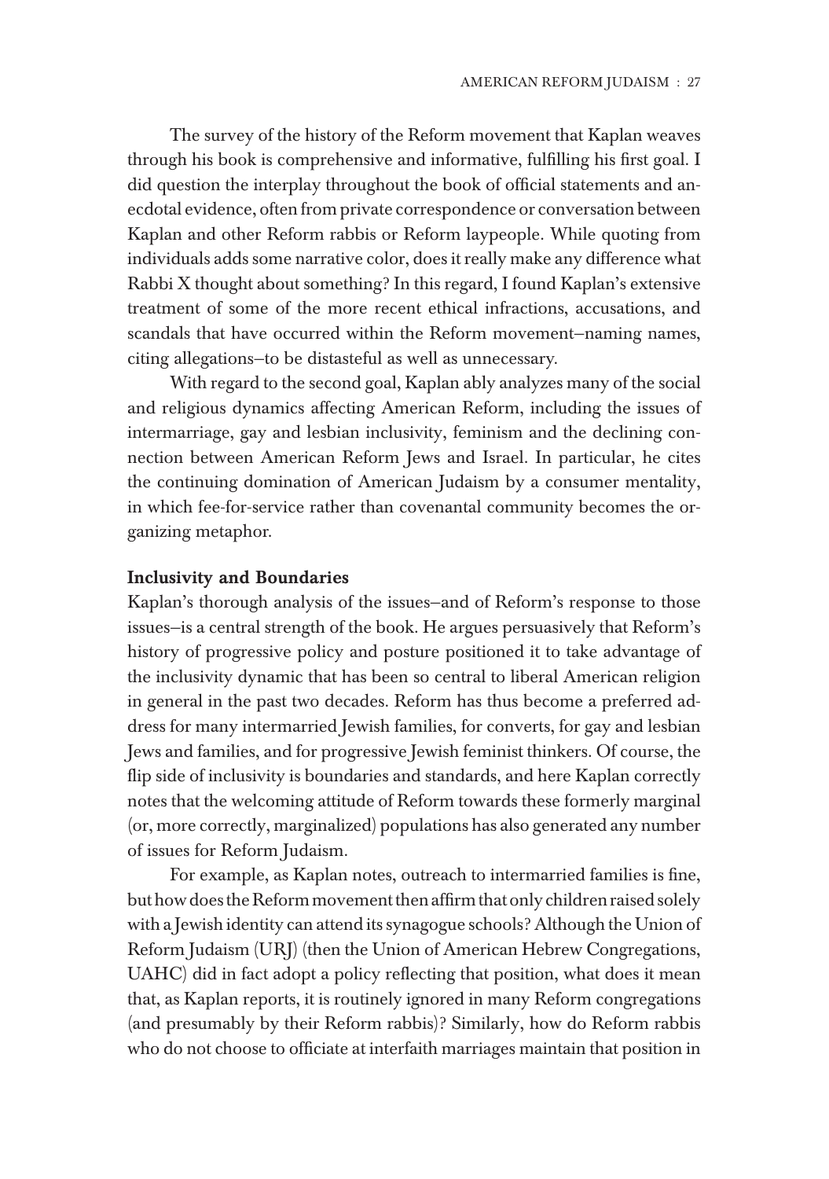The survey of the history of the Reform movement that Kaplan weaves through his book is comprehensive and informative, fulfilling his first goal. I did question the interplay throughout the book of official statements and anecdotal evidence, often from private correspondence or conversation between Kaplan and other Reform rabbis or Reform laypeople. While quoting from individuals adds some narrative color, does it really make any difference what Rabbi X thought about something? In this regard, I found Kaplan's extensive treatment of some of the more recent ethical infractions, accusations, and scandals that have occurred within the Reform movement—naming names, citing allegations—to be distasteful as well as unnecessary.

With regard to the second goal, Kaplan ably analyzes many of the social and religious dynamics affecting American Reform, including the issues of intermarriage, gay and lesbian inclusivity, feminism and the declining connection between American Reform Jews and Israel. In particular, he cites the continuing domination of American Judaism by a consumer mentality, in which fee-for-service rather than covenantal community becomes the organizing metaphor.

## Inclusivity and Boundaries

Kaplan's thorough analysis of the issues—and of Reform's response to those issues—is a central strength of the book. He argues persuasively that Reform's history of progressive policy and posture positioned it to take advantage of the inclusivity dynamic that has been so central to liberal American religion in general in the past two decades. Reform has thus become a preferred address for many intermarried Jewish families, for converts, for gay and lesbian Jews and families, and for progressive Jewish feminist thinkers. Of course, the flip side of inclusivity is boundaries and standards, and here Kaplan correctly notes that the welcoming attitude of Reform towards these formerly marginal (or, more correctly, marginalized) populations has also generated any number of issues for Reform Judaism.

For example, as Kaplan notes, outreach to intermarried families is fine, but how does the Reform movement then affirm that only children raised solely with a Jewish identity can attend its synagogue schools? Although the Union of Reform Judaism (URJ) (then the Union of American Hebrew Congregations, UAHC) did in fact adopt a policy reflecting that position, what does it mean that, as Kaplan reports, it is routinely ignored in many Reform congregations (and presumably by their Reform rabbis)? Similarly, how do Reform rabbis who do not choose to officiate at interfaith marriages maintain that position in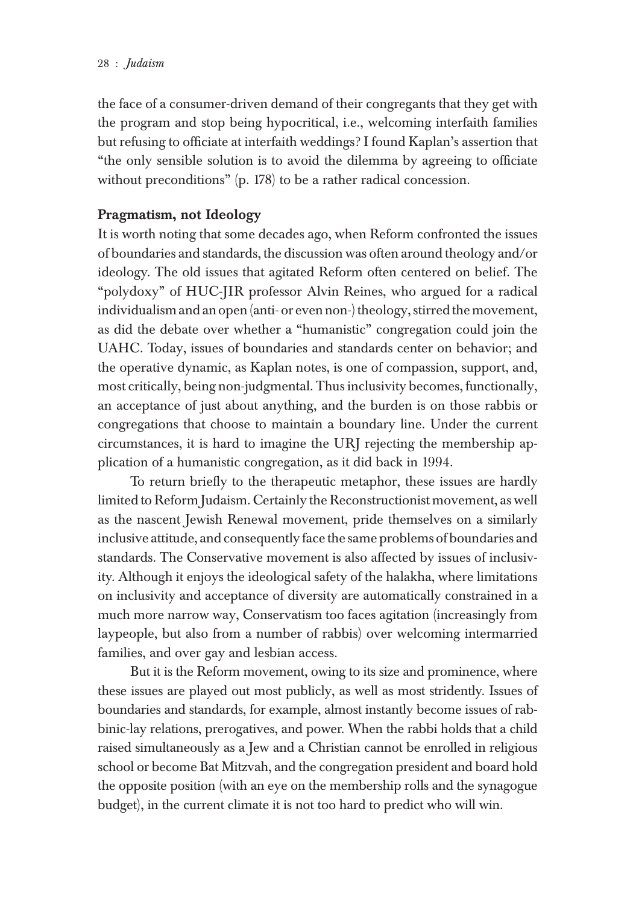the face of a consumer-driven demand of their congregants that they get with the program and stop being hypocritical, i.e., welcoming interfaith families but refusing to officiate at interfaith weddings? I found Kaplan's assertion that "the only sensible solution is to avoid the dilemma by agreeing to officiate without preconditions" (p. 178) to be a rather radical concession.

**Pragmatism, not Ideology**

It is worth noting that some decades ago, when Reform confronted the issues of boundaries and standards, the discussion was often around theology and/or ideology. The old issues that agitated Reform often centered on belief. The "polydoxy" of HUC-JIR professor Alvin Reines, who argued for a radical individualism and an open (anti- or even non-) theology, stirred the movement, as did the debate over whether a "humanistic" congregation could join the UAHC. Today, issues of boundaries and standards center on behavior; and the operative dynamic, as Kaplan notes, is one of compassion, support, and, most critically, being non-judgmental. Thus inclusivity becomes, functionally, an acceptance of just about anything, and the burden is on those rabbis or congregations that choose to maintain a boundary line. Under the current circumstances, it is hard to imagine the URJ rejecting the membership application of a humanistic congregation, as it did back in 1994.

To return briefly to the therapeutic metaphor, these issues are hardly limited to Reform Judaism. Certainly the Reconstructionist movement, as well as the nascent Jewish Renewal movement, pride themselves on a similarly inclusive attitude, and consequently face the same problems of boundaries and standards. The Conservative movement is also affected by issues of inclusivity. Although it enjoys the ideological safety of the halakha, where limitations on inclusivity and acceptance of diversity are automatically constrained in a much more narrow way, Conservatism too faces agitation (increasingly from laypeople, but also from a number of rabbis) over welcoming intermarried families, and over gay and lesbian access.

But it is the Reform movement, owing to its size and prominence, where these issues are played out most publicly, as well as most stridently. Issues of boundaries and standards, for example, almost instantly become issues of rabbinic-lay relations, prerogatives, and power. When the rabbi holds that a child raised simultaneously as a Jew and a Christian cannot be enrolled in religious school or become Bat Mitzvah, and the congregation president and board hold the opposite position (with an eye on the membership rolls and the synagogue budget), in the current climate it is not too hard to predict who will win.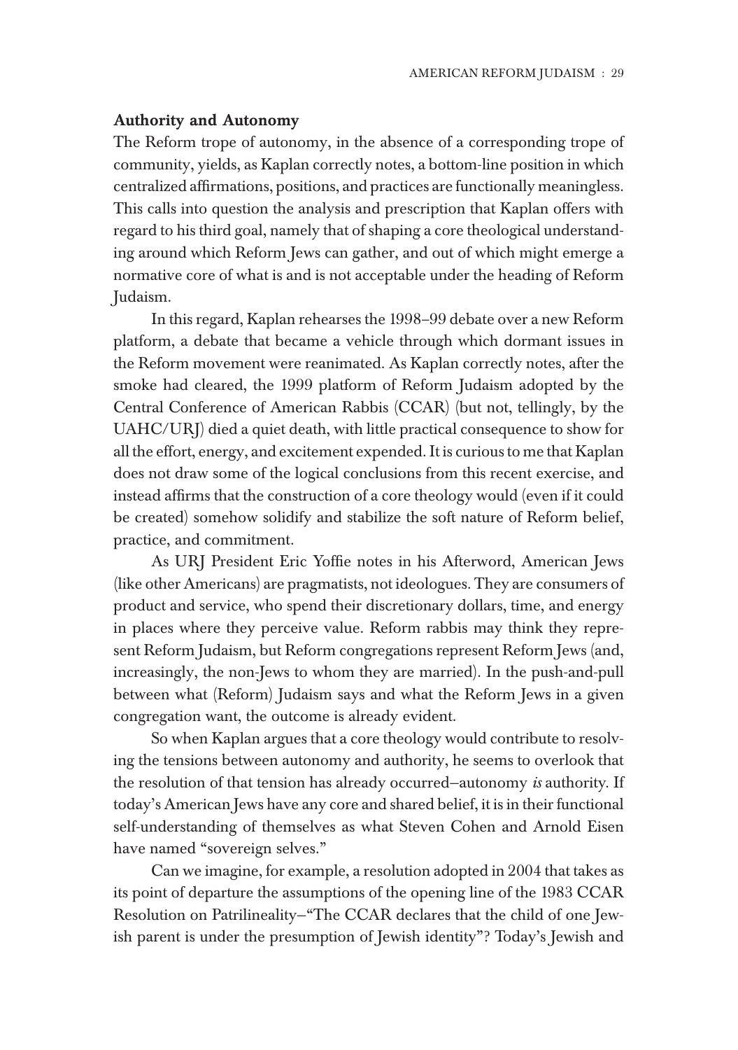### Authority and Autonomy

The Reform trope of autonomy, in the absence of a corresponding trope of community, yields, as Kaplan correctly notes, a bottom-line position in which centralized affirmations, positions, and practices are functionally meaningless. This calls into question the analysis and prescription that Kaplan offers with regard to his third goal, namely that of shaping a core theological understanding around which Reform Jews can gather, and out of which might emerge a normative core of what is and is not acceptable under the heading of Reform Judaism.

In this regard, Kaplan rehearses the 1998–99 debate over a new Reform platform, a debate that became a vehicle through which dormant issues in the Reform movement were reanimated. As Kaplan correctly notes, after the smoke had cleared, the 1999 platform of Reform Judaism adopted by the Central Conference of American Rabbis (CCAR) (but not, tellingly, by the UAHC/URJ) died a quiet death, with little practical consequence to show for all the effort, energy, and excitement expended. It is curious to me that Kaplan does not draw some of the logical conclusions from this recent exercise, and instead affirms that the construction of a core theology would (even if it could be created) somehow solidify and stabilize the soft nature of Reform belief, practice, and commitment.

As URJ President Eric Yoffie notes in his Afterword, American Jews (like other Americans) are pragmatists, not ideologues. They are consumers of product and service, who spend their discretionary dollars, time, and energy in places where they perceive value. Reform rabbis may think they represent Reform Judaism, but Reform congregations represent Reform Jews (and, increasingly, the non-Jews to whom they are married). In the push-and-pull between what (Reform) Judaism says and what the Reform Jews in a given congregation want, the outcome is already evident.

So when Kaplan argues that a core theology would contribute to resolving the tensions between autonomy and authority, he seems to overlook that the resolution of that tension has already occurred—autonomy *is* authority. If today's American Jews have any core and shared belief, it is in their functional self-understanding of themselves as what Steven Cohen and Arnold Eisen have named "sovereign selves."

Can we imagine, for example, a resolution adopted in 2004 that takes as its point of departure the assumptions of the opening line of the 1983 CCAR Resolution on Patrilineality—"The CCAR declares that the child of one Jewish parent is under the presumption of Jewish identity"? Today's Jewish and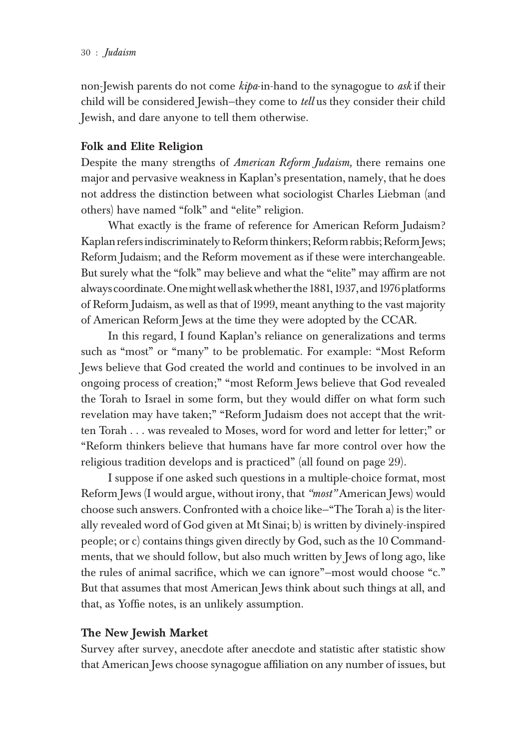non-Jewish parents do not come *kipa*-in-hand to the synagogue to *ask* if their child will be considered Jewish—they come to *tell* us they consider their child Jewish, and dare anyone to tell them otherwise.

### Folk and Elite Religion

Despite the many strengths of *American Reform Judaism,* there remains one major and pervasive weakness in Kaplan's presentation, namely, that he does not address the distinction between what sociologist Charles Liebman (and others) have named "folk" and "elite" religion.

What exactly is the frame of reference for American Reform Judaism? Kaplan refers indiscriminately to Reform thinkers; Reform rabbis; Reform Jews; Reform Judaism; and the Reform movement as if these were interchangeable. But surely what the "folk" may believe and what the "elite" may affirm are not always coordinate. One might well ask whether the 1881, 1937, and 1976 platforms of Reform Judaism, as well as that of 1999, meant anything to the vast majority of American Reform Jews at the time they were adopted by the CCAR.

In this regard, I found Kaplan's reliance on generalizations and terms such as "most" or "many" to be problematic. For example: "Most Reform Jews believe that God created the world and continues to be involved in an ongoing process of creation;" "most Reform Jews believe that God revealed the Torah to Israel in some form, but they would differ on what form such revelation may have taken;" "Reform Judaism does not accept that the written Torah . . . was revealed to Moses, word for word and letter for letter;" or "Reform thinkers believe that humans have far more control over how the religious tradition develops and is practiced" (all found on page 29).

I suppose if one asked such questions in a multiple-choice format, most Reform Jews (I would argue, without irony, that *"most"* American Jews) would choose such answers. Confronted with a choice like—"The Torah a) is the literally revealed word of God given at Mt Sinai; b) is written by divinely-inspired people; or c) contains things given directly by God, such as the 10 Commandments, that we should follow, but also much written by Jews of long ago, like the rules of animal sacrifice, which we can ignore"—most would choose "c." But that assumes that most American Jews think about such things at all, and that, as Yoffie notes, is an unlikely assumption.

### The New Jewish Market

Survey after survey, anecdote after anecdote and statistic after statistic show that American Jews choose synagogue affiliation on any number of issues, but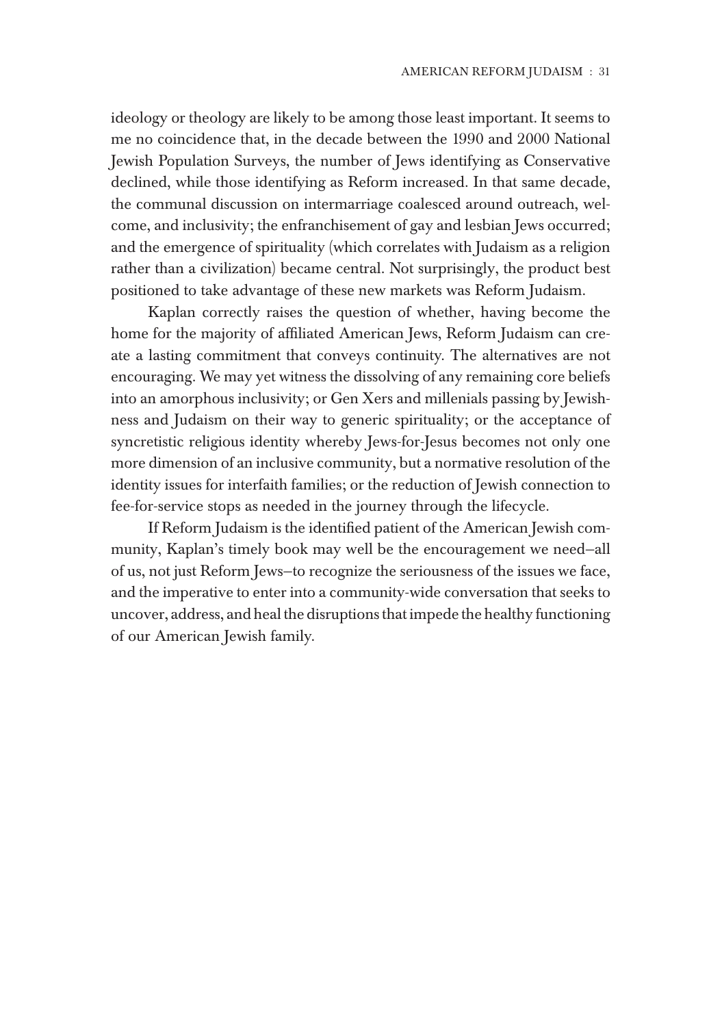ideology or theology are likely to be among those least important. It seems to me no coincidence that, in the decade between the 1990 and 2000 National Jewish Population Surveys, the number of Jews identifying as Conservative declined, while those identifying as Reform increased. In that same decade, the communal discussion on intermarriage coalesced around outreach, welcome, and inclusivity; the enfranchisement of gay and lesbian Jews occurred; and the emergence of spirituality (which correlates with Judaism as a religion rather than a civilization) became central. Not surprisingly, the product best positioned to take advantage of these new markets was Reform Judaism.

Kaplan correctly raises the question of whether, having become the home for the majority of affiliated American Jews, Reform Judaism can create a lasting commitment that conveys continuity. The alternatives are not encouraging. We may yet witness the dissolving of any remaining core beliefs into an amorphous inclusivity; or Gen Xers and millenials passing by Jewishness and Judaism on their way to generic spirituality; or the acceptance of syncretistic religious identity whereby Jews-for-Jesus becomes not only one more dimension of an inclusive community, but a normative resolution of the identity issues for interfaith families; or the reduction of Jewish connection to fee-for-service stops as needed in the journey through the lifecycle.

If Reform Judaism is the identified patient of the American Jewish community, Kaplan's timely book may well be the encouragement we need—all of us, not just Reform Jews—to recognize the seriousness of the issues we face, and the imperative to enter into a community-wide conversation that seeks to uncover, address, and heal the disruptions that impede the healthy functioning of our American Jewish family.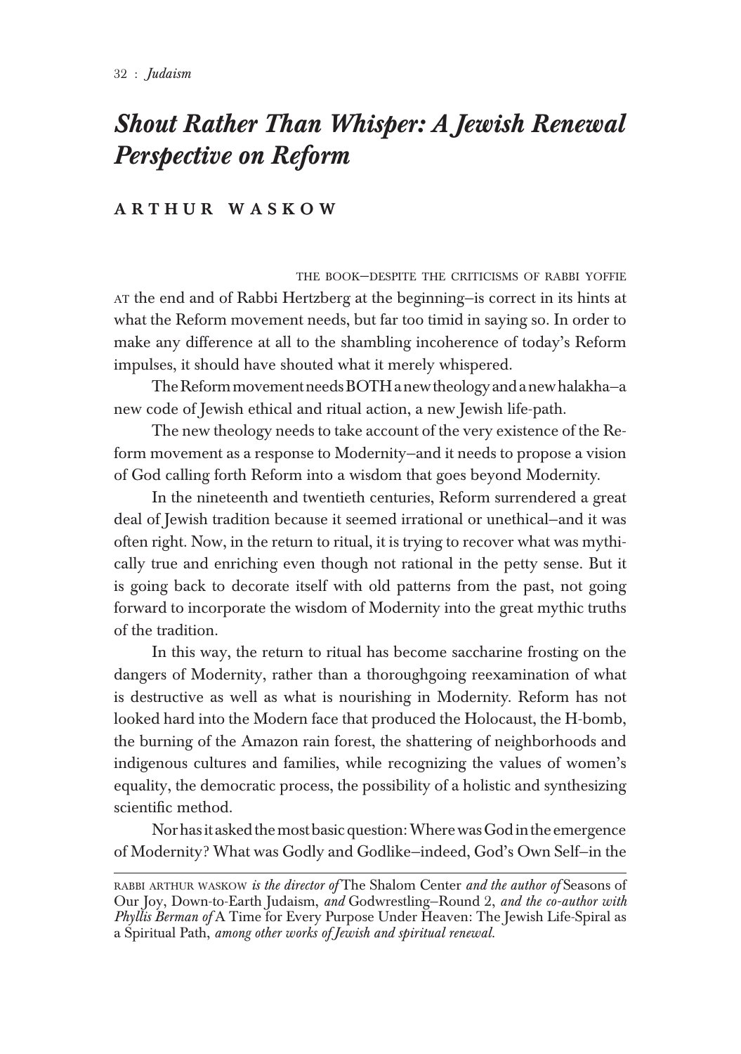# *Shout Rather Than Whisper: A Jewish Renewal Perspective on Reform*

## ARTHUR WASKOW

THE BOOK—DESPITE THE CRITICISMS OF RABBI YOFFIE AT the end and of Rabbi Hertzberg at the beginning—is correct in its hints at what the Reform movement needs, but far too timid in saying so. In order to make any difference at all to the shambling incoherence of today's Reform impulses, it should have shouted what it merely whispered.

The Reform movement needs BOTH a new theology and a new halakha—a new code of Jewish ethical and ritual action, a new Jewish life-path.

The new theology needs to take account of the very existence of the Reform movement as a response to Modernity—and it needs to propose a vision of God calling forth Reform into a wisdom that goes beyond Modernity.

In the nineteenth and twentieth centuries, Reform surrendered a great deal of Jewish tradition because it seemed irrational or unethical—and it was often right. Now, in the return to ritual, it is trying to recover what was mythically true and enriching even though not rational in the petty sense. But it is going back to decorate itself with old patterns from the past, not going forward to incorporate the wisdom of Modernity into the great mythic truths of the tradition.

In this way, the return to ritual has become saccharine frosting on the dangers of Modernity, rather than a thoroughgoing reexamination of what is destructive as well as what is nourishing in Modernity. Reform has not looked hard into the Modern face that produced the Holocaust, the H-bomb, the burning of the Amazon rain forest, the shattering of neighborhoods and indigenous cultures and families, while recognizing the values of women's equality, the democratic process, the possibility of a holistic and synthesizing scientific method.

Nor has it asked the most basic question: Where was God in the emergence of Modernity? What was Godly and Godlike—indeed, God's Own Self—in the

---

RABBI ARTHUR WASKOW *is the director of* The Shalom Center *and the author of* Seasons of Our Joy, Down-to-Earth Judaism, *and* Godwrestling—Round 2, *and the co-author with Phyllis Berman of* A Time for Every Purpose Under Heaven: The Jewish Life-Spiral as a Spiritual Path, *among other works of Jewish and spiritual renewal.*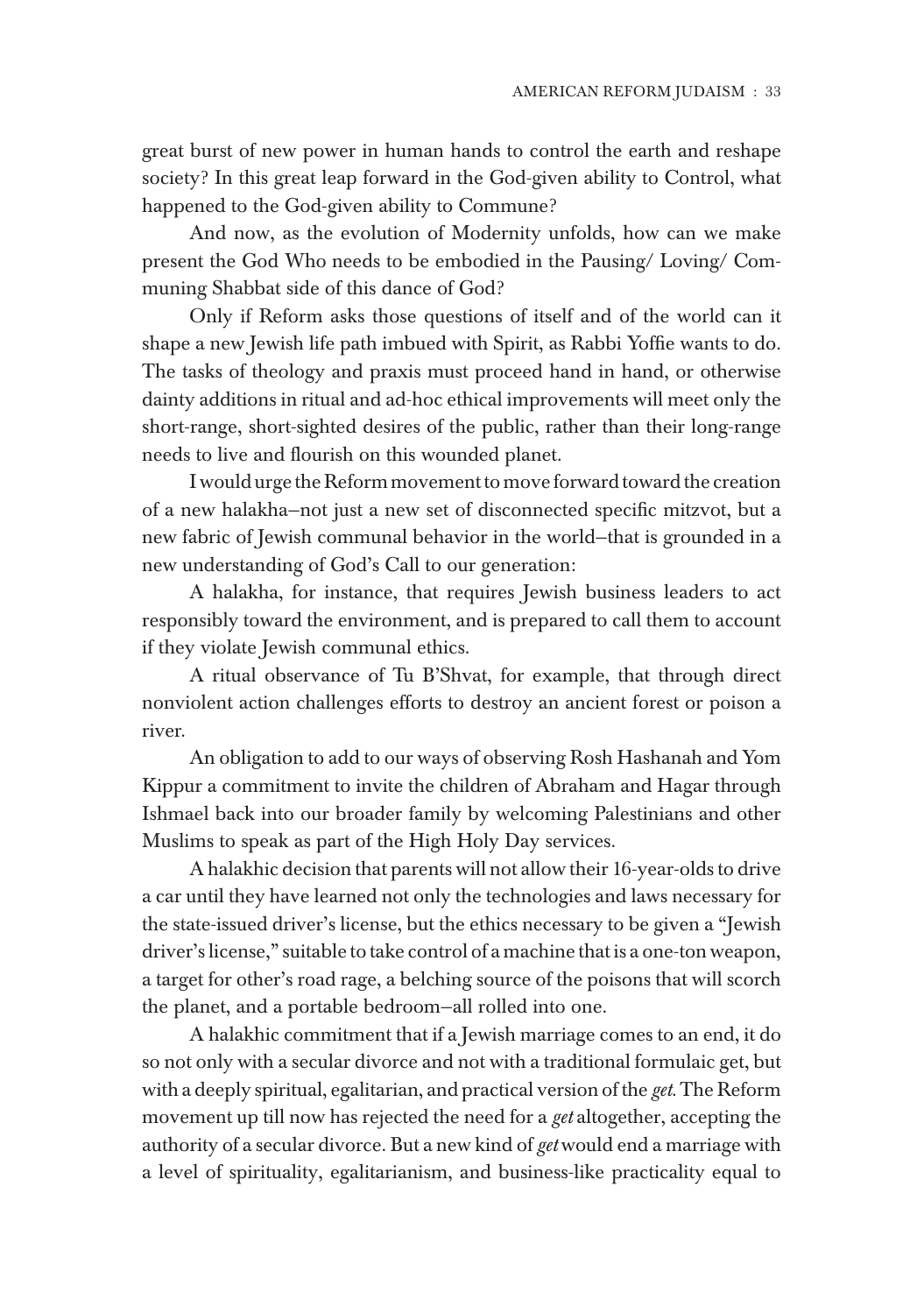great burst of new power in human hands to control the earth and reshape society? In this great leap forward in the God-given ability to Control, what happened to the God-given ability to Commune?

And now, as the evolution of Modernity unfolds, how can we make present the God Who needs to be embodied in the Pausing/ Loving/ Communing Shabbat side of this dance of God?

Only if Reform asks those questions of itself and of the world can it shape a new Jewish life path imbued with Spirit, as Rabbi Yoffie wants to do. The tasks of theology and praxis must proceed hand in hand, or otherwise dainty additions in ritual and ad-hoc ethical improvements will meet only the short-range, short-sighted desires of the public, rather than their long-range needs to live and flourish on this wounded planet.

I would urge the Reform movement to move forward toward the creation of a new halakha—not just a new set of disconnected specific mitzvot, but a new fabric of Jewish communal behavior in the world—that is grounded in a new understanding of God's Call to our generation:

A halakha, for instance, that requires Jewish business leaders to act responsibly toward the environment, and is prepared to call them to account if they violate Jewish communal ethics.

A ritual observance of Tu B'Shvat, for example, that through direct nonviolent action challenges efforts to destroy an ancient forest or poison a river.

An obligation to add to our ways of observing Rosh Hashanah and Yom Kippur a commitment to invite the children of Abraham and Hagar through Ishmael back into our broader family by welcoming Palestinians and other Muslims to speak as part of the High Holy Day services.

A halakhic decision that parents will not allow their 16-year-olds to drive a car until they have learned not only the technologies and laws necessary for the state-issued driver's license, but the ethics necessary to be given a "Jewish driver's license," suitable to take control of a machine that is a one-ton weapon, a target for other's road rage, a belching source of the poisons that will scorch the planet, and a portable bedroom—all rolled into one.

A halakhic commitment that if a Jewish marriage comes to an end, it do so not only with a secular divorce and not with a traditional formulaic get, but with a deeply spiritual, egalitarian, and practical version of the *get.* The Reform movement up till now has rejected the need for a *get* altogether, accepting the authority of a secular divorce. But a new kind of *get* would end a marriage with a level of spirituality, egalitarianism, and business-like practicality equal to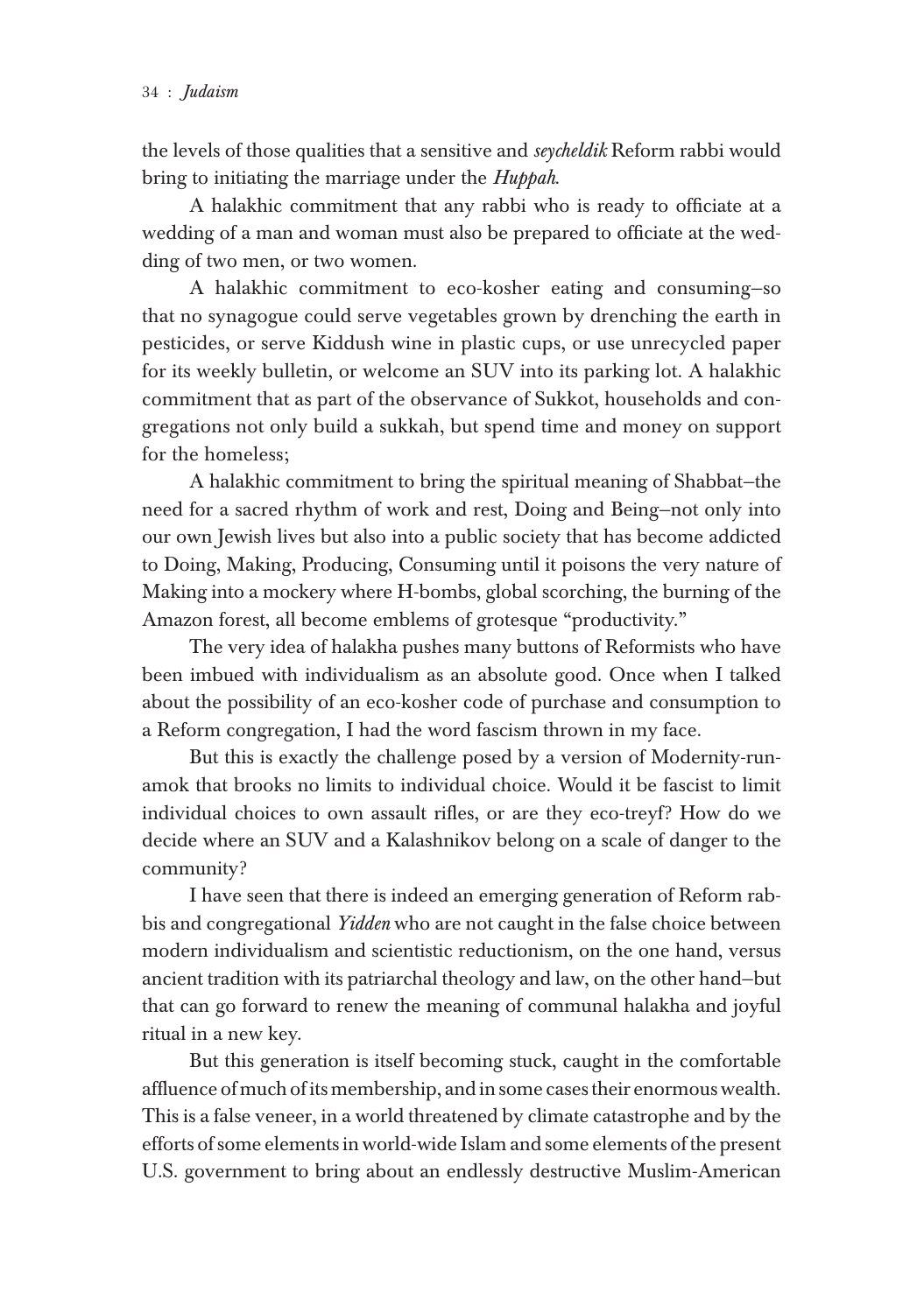the levels of those qualities that a sensitive and *seycheldik* Reform rabbi would bring to initiating the marriage under the *Huppah.*

A halakhic commitment that any rabbi who is ready to officiate at a wedding of a man and woman must also be prepared to officiate at the wedding of two men, or two women.

A halakhic commitment to eco-kosher eating and consuming—so that no synagogue could serve vegetables grown by drenching the earth in pesticides, or serve Kiddush wine in plastic cups, or use unrecycled paper for its weekly bulletin, or welcome an SUV into its parking lot. A halakhic commitment that as part of the observance of Sukkot, households and congregations not only build a sukkah, but spend time and money on support for the homeless;

A halakhic commitment to bring the spiritual meaning of Shabbat—the need for a sacred rhythm of work and rest, Doing and Being—not only into our own Jewish lives but also into a public society that has become addicted to Doing, Making, Producing, Consuming until it poisons the very nature of Making into a mockery where H-bombs, global scorching, the burning of the Amazon forest, all become emblems of grotesque "productivity."

The very idea of halakha pushes many buttons of Reformists who have been imbued with individualism as an absolute good. Once when I talked about the possibility of an eco-kosher code of purchase and consumption to a Reform congregation, I had the word fascism thrown in my face.

But this is exactly the challenge posed by a version of Modernity-run-amok that brooks no limits to individual choice. Would it be fascist to limit individual choices to own assault rifles, or are they eco-treyf? How do we decide where an SUV and a Kalashnikov belong on a scale of danger to the community?

I have seen that there is indeed an emerging generation of Reform rabbis and congregational *Yidden* who are not caught in the false choice between modern individualism and scientistic reductionism, on the one hand, versus ancient tradition with its patriarchal theology and law, on the other hand—but that can go forward to renew the meaning of communal halakha and joyful ritual in a new key.

But this generation is itself becoming stuck, caught in the comfortable affluence of much of its membership, and in some cases their enormous wealth. This is a false veneer, in a world threatened by climate catastrophe and by the efforts of some elements in world-wide Islam and some elements of the present U.S. government to bring about an endlessly destructive Muslim-American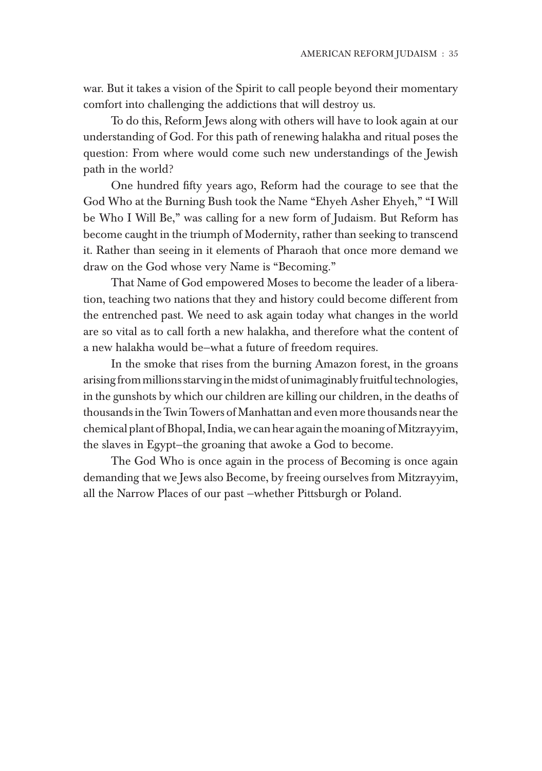war. But it takes a vision of the Spirit to call people beyond their momentary comfort into challenging the addictions that will destroy us.

To do this, Reform Jews along with others will have to look again at our understanding of God. For this path of renewing halakha and ritual poses the question: From where would come such new understandings of the Jewish path in the world?

One hundred fifty years ago, Reform had the courage to see that the God Who at the Burning Bush took the Name "Ehyeh Asher Ehyeh," "I Will be Who I Will Be," was calling for a new form of Judaism. But Reform has become caught in the triumph of Modernity, rather than seeking to transcend it. Rather than seeing in it elements of Pharaoh that once more demand we draw on the God whose very Name is "Becoming."

That Name of God empowered Moses to become the leader of a liberation, teaching two nations that they and history could become different from the entrenched past. We need to ask again today what changes in the world are so vital as to call forth a new halakha, and therefore what the content of a new halakha would be–what a future of freedom requires.

In the smoke that rises from the burning Amazon forest, in the groans arising from millions starving in the midst of unimaginably fruitful technologies, in the gunshots by which our children are killing our children, in the deaths of thousands in the Twin Towers of Manhattan and even more thousands near the chemical plant of Bhopal, India, we can hear again the moaning of Mitzrayyim, the slaves in Egypt–the groaning that awoke a God to become.

The God Who is once again in the process of Becoming is once again demanding that we Jews also Become, by freeing ourselves from Mitzrayyim, all the Narrow Places of our past –whether Pittsburgh or Poland.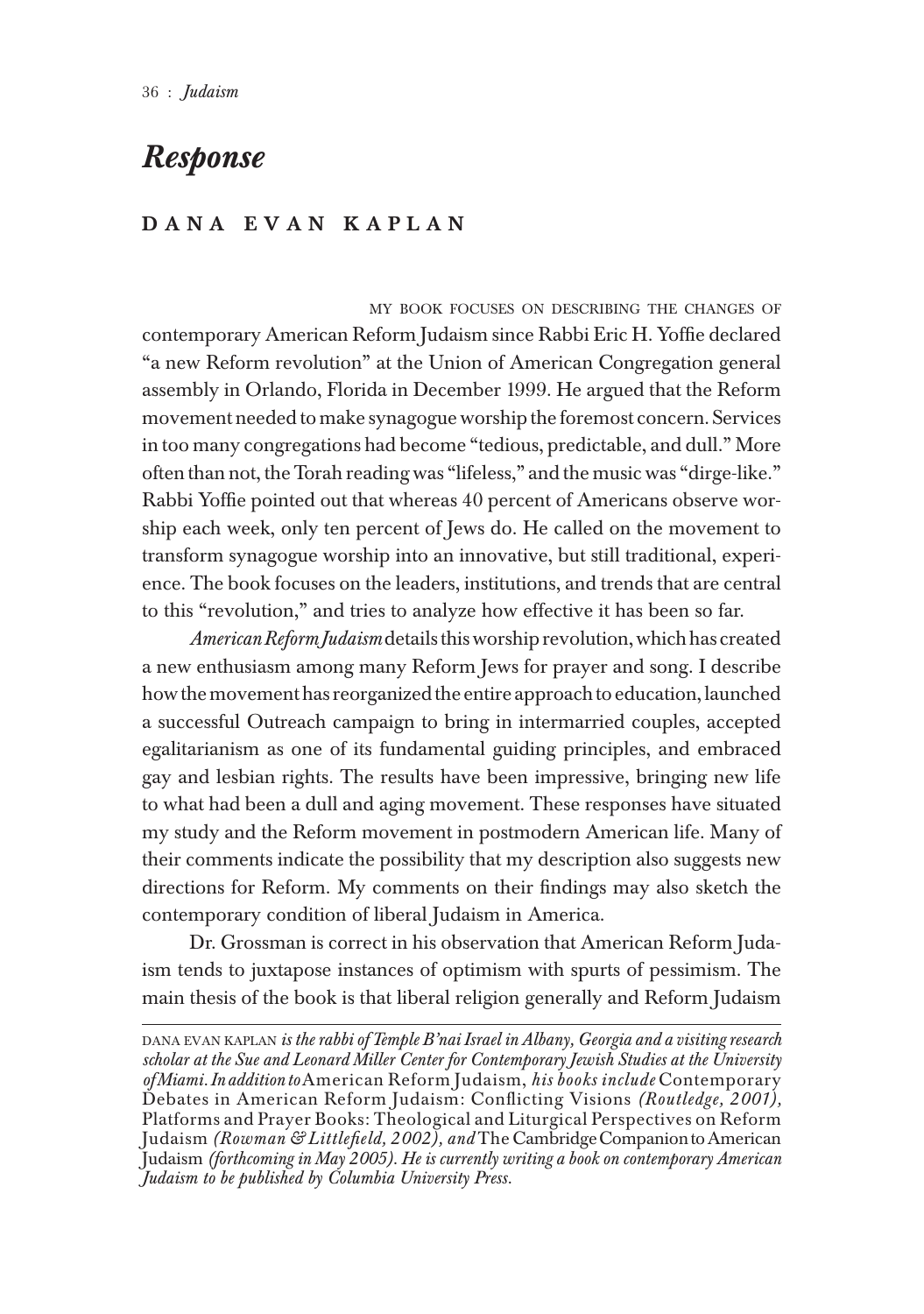# *Response*

## DANA EVAN KAPLAN

MY BOOK FOCUSES ON DESCRIBING THE CHANGES OF contemporary American Reform Judaism since Rabbi Eric H. Yoffie declared "a new Reform revolution" at the Union of American Congregation general assembly in Orlando, Florida in December 1999. He argued that the Reform movement needed to make synagogue worship the foremost concern. Services in too many congregations had become "tedious, predictable, and dull." More often than not, the Torah reading was "lifeless," and the music was "dirge-like." Rabbi Yoffie pointed out that whereas 40 percent of Americans observe worship each week, only ten percent of Jews do. He called on the movement to transform synagogue worship into an innovative, but still traditional, experience. The book focuses on the leaders, institutions, and trends that are central to this "revolution," and tries to analyze how effective it has been so far.

*American Reform Judaism* details this worship revolution, which has created a new enthusiasm among many Reform Jews for prayer and song. I describe how the movement has reorganized the entire approach to education, launched a successful Outreach campaign to bring in intermarried couples, accepted egalitarianism as one of its fundamental guiding principles, and embraced gay and lesbian rights. The results have been impressive, bringing new life to what had been a dull and aging movement. These responses have situated my study and the Reform movement in postmodern American life. Many of their comments indicate the possibility that my description also suggests new directions for Reform. My comments on their findings may also sketch the contemporary condition of liberal Judaism in America.

Dr. Grossman is correct in his observation that American Reform Judaism tends to juxtapose instances of optimism with spurts of pessimism. The main thesis of the book is that liberal religion generally and Reform Judaism

---

DANA EVAN KAPLAN *is the rabbi of Temple B'nai Israel in Albany, Georgia and a visiting research scholar at the Sue and Leonard Miller Center for Contemporary Jewish Studies at the University of Miami. In addition to* American Reform Judaism, *his books include* Contemporary Debates in American Reform Judaism: Conflicting Visions *(Routledge, 2001),* Platforms and Prayer Books: Theological and Liturgical Perspectives on Reform Judaism *(Rowman & Littlefield, 2002), and* The Cambridge Companion to American Judaism *(forthcoming in May 2005). He is currently writing a book on contemporary American Judaism to be published by Columbia University Press.*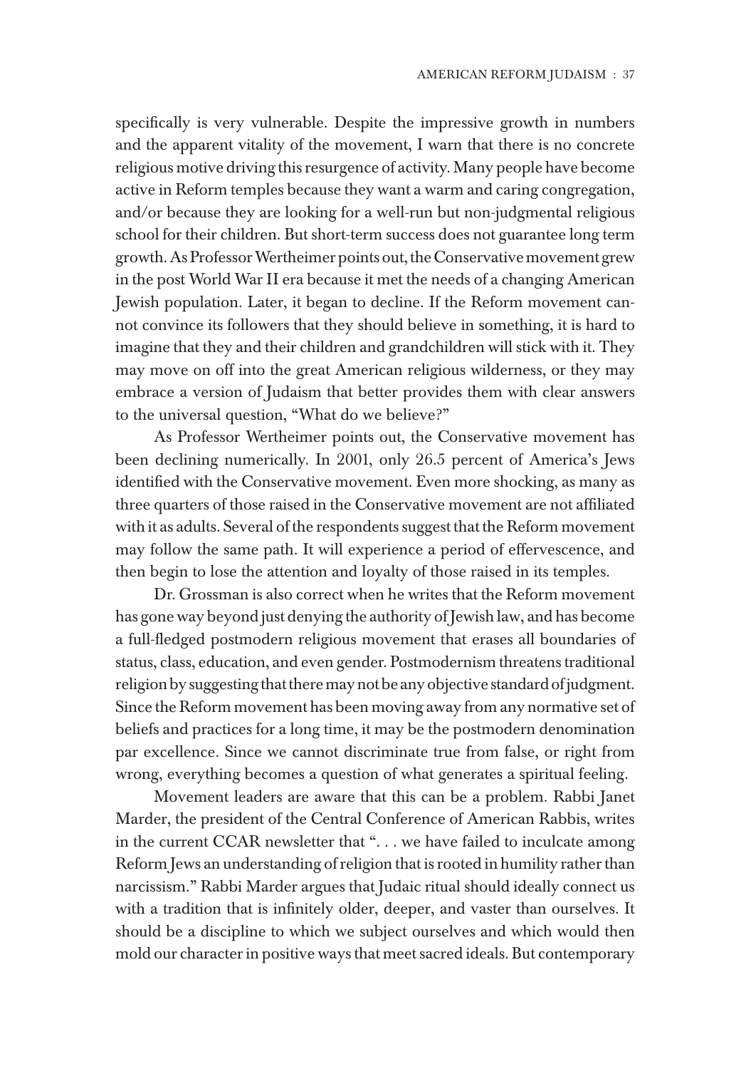specifically is very vulnerable. Despite the impressive growth in numbers and the apparent vitality of the movement, I warn that there is no concrete religious motive driving this resurgence of activity. Many people have become active in Reform temples because they want a warm and caring congregation, and/or because they are looking for a well-run but non-judgmental religious school for their children. But short-term success does not guarantee long term growth. As Professor Wertheimer points out, the Conservative movement grew in the post World War II era because it met the needs of a changing American Jewish population. Later, it began to decline. If the Reform movement cannot convince its followers that they should believe in something, it is hard to imagine that they and their children and grandchildren will stick with it. They may move on off into the great American religious wilderness, or they may embrace a version of Judaism that better provides them with clear answers to the universal question, "What do we believe?"

As Professor Wertheimer points out, the Conservative movement has been declining numerically. In 2001, only 26.5 percent of America's Jews identified with the Conservative movement. Even more shocking, as many as three quarters of those raised in the Conservative movement are not affiliated with it as adults. Several of the respondents suggest that the Reform movement may follow the same path. It will experience a period of effervescence, and then begin to lose the attention and loyalty of those raised in its temples.

Dr. Grossman is also correct when he writes that the Reform movement has gone way beyond just denying the authority of Jewish law, and has become a full-fledged postmodern religious movement that erases all boundaries of status, class, education, and even gender. Postmodernism threatens traditional religion by suggesting that there may not be any objective standard of judgment. Since the Reform movement has been moving away from any normative set of beliefs and practices for a long time, it may be the postmodern denomination par excellence. Since we cannot discriminate true from false, or right from wrong, everything becomes a question of what generates a spiritual feeling.

Movement leaders are aware that this can be a problem. Rabbi Janet Marder, the president of the Central Conference of American Rabbis, writes in the current CCAR newsletter that ". . . we have failed to inculcate among Reform Jews an understanding of religion that is rooted in humility rather than narcissism." Rabbi Marder argues that Judaic ritual should ideally connect us with a tradition that is infinitely older, deeper, and vaster than ourselves. It should be a discipline to which we subject ourselves and which would then mold our character in positive ways that meet sacred ideals. But contemporary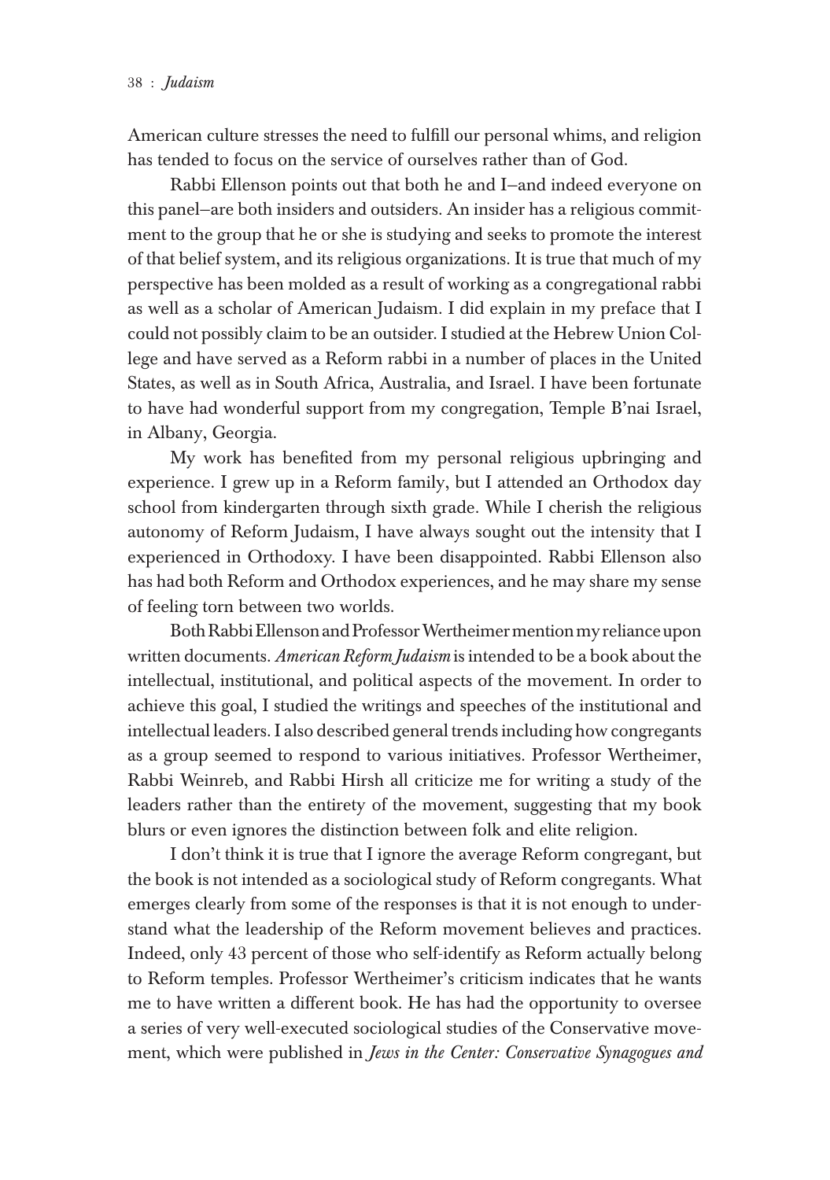American culture stresses the need to fulfill our personal whims, and religion has tended to focus on the service of ourselves rather than of God.

Rabbi Ellenson points out that both he and I—and indeed everyone on this panel—are both insiders and outsiders. An insider has a religious commitment to the group that he or she is studying and seeks to promote the interest of that belief system, and its religious organizations. It is true that much of my perspective has been molded as a result of working as a congregational rabbi as well as a scholar of American Judaism. I did explain in my preface that I could not possibly claim to be an outsider. I studied at the Hebrew Union College and have served as a Reform rabbi in a number of places in the United States, as well as in South Africa, Australia, and Israel. I have been fortunate to have had wonderful support from my congregation, Temple B'nai Israel, in Albany, Georgia.

My work has benefited from my personal religious upbringing and experience. I grew up in a Reform family, but I attended an Orthodox day school from kindergarten through sixth grade. While I cherish the religious autonomy of Reform Judaism, I have always sought out the intensity that I experienced in Orthodoxy. I have been disappointed. Rabbi Ellenson also has had both Reform and Orthodox experiences, and he may share my sense of feeling torn between two worlds.

Both Rabbi Ellenson and Professor Wertheimer mention my reliance upon written documents. *American Reform Judaism* is intended to be a book about the intellectual, institutional, and political aspects of the movement. In order to achieve this goal, I studied the writings and speeches of the institutional and intellectual leaders. I also described general trends including how congregants as a group seemed to respond to various initiatives. Professor Wertheimer, Rabbi Weinreb, and Rabbi Hirsh all criticize me for writing a study of the leaders rather than the entirety of the movement, suggesting that my book blurs or even ignores the distinction between folk and elite religion.

I don't think it is true that I ignore the average Reform congregant, but the book is not intended as a sociological study of Reform congregants. What emerges clearly from some of the responses is that it is not enough to understand what the leadership of the Reform movement believes and practices. Indeed, only 43 percent of those who self-identify as Reform actually belong to Reform temples. Professor Wertheimer's criticism indicates that he wants me to have written a different book. He has had the opportunity to oversee a series of very well-executed sociological studies of the Conservative movement, which were published in *Jews in the Center: Conservative Synagogues and*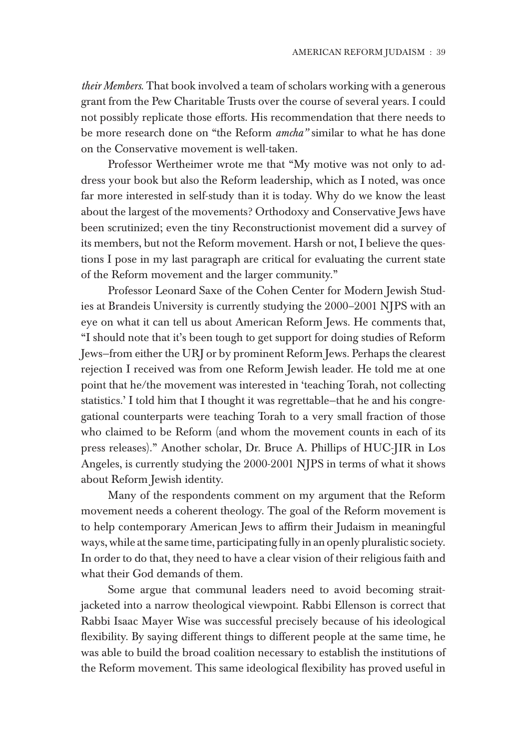*their Members*. That book involved a team of scholars working with a generous grant from the Pew Charitable Trusts over the course of several years. I could not possibly replicate those efforts. His recommendation that there needs to be more research done on "the Reform *amcha*" similar to what he has done on the Conservative movement is well-taken.

Professor Wertheimer wrote me that "My motive was not only to address your book but also the Reform leadership, which as I noted, was once far more interested in self-study than it is today. Why do we know the least about the largest of the movements? Orthodoxy and Conservative Jews have been scrutinized; even the tiny Reconstructionist movement did a survey of its members, but not the Reform movement. Harsh or not, I believe the questions I pose in my last paragraph are critical for evaluating the current state of the Reform movement and the larger community."

Professor Leonard Saxe of the Cohen Center for Modern Jewish Studies at Brandeis University is currently studying the 2000–2001 NJPS with an eye on what it can tell us about American Reform Jews. He comments that, "I should note that it's been tough to get support for doing studies of Reform Jews—from either the URJ or by prominent Reform Jews. Perhaps the clearest rejection I received was from one Reform Jewish leader. He told me at one point that he/the movement was interested in 'teaching Torah, not collecting statistics.' I told him that I thought it was regrettable—that he and his congregational counterparts were teaching Torah to a very small fraction of those who claimed to be Reform (and whom the movement counts in each of its press releases)." Another scholar, Dr. Bruce A. Phillips of HUC-JIR in Los Angeles, is currently studying the 2000-2001 NJPS in terms of what it shows about Reform Jewish identity.

Many of the respondents comment on my argument that the Reform movement needs a coherent theology. The goal of the Reform movement is to help contemporary American Jews to affirm their Judaism in meaningful ways, while at the same time, participating fully in an openly pluralistic society. In order to do that, they need to have a clear vision of their religious faith and what their God demands of them.

Some argue that communal leaders need to avoid becoming straitjacketed into a narrow theological viewpoint. Rabbi Ellenson is correct that Rabbi Isaac Mayer Wise was successful precisely because of his ideological flexibility. By saying different things to different people at the same time, he was able to build the broad coalition necessary to establish the institutions of the Reform movement. This same ideological flexibility has proved useful in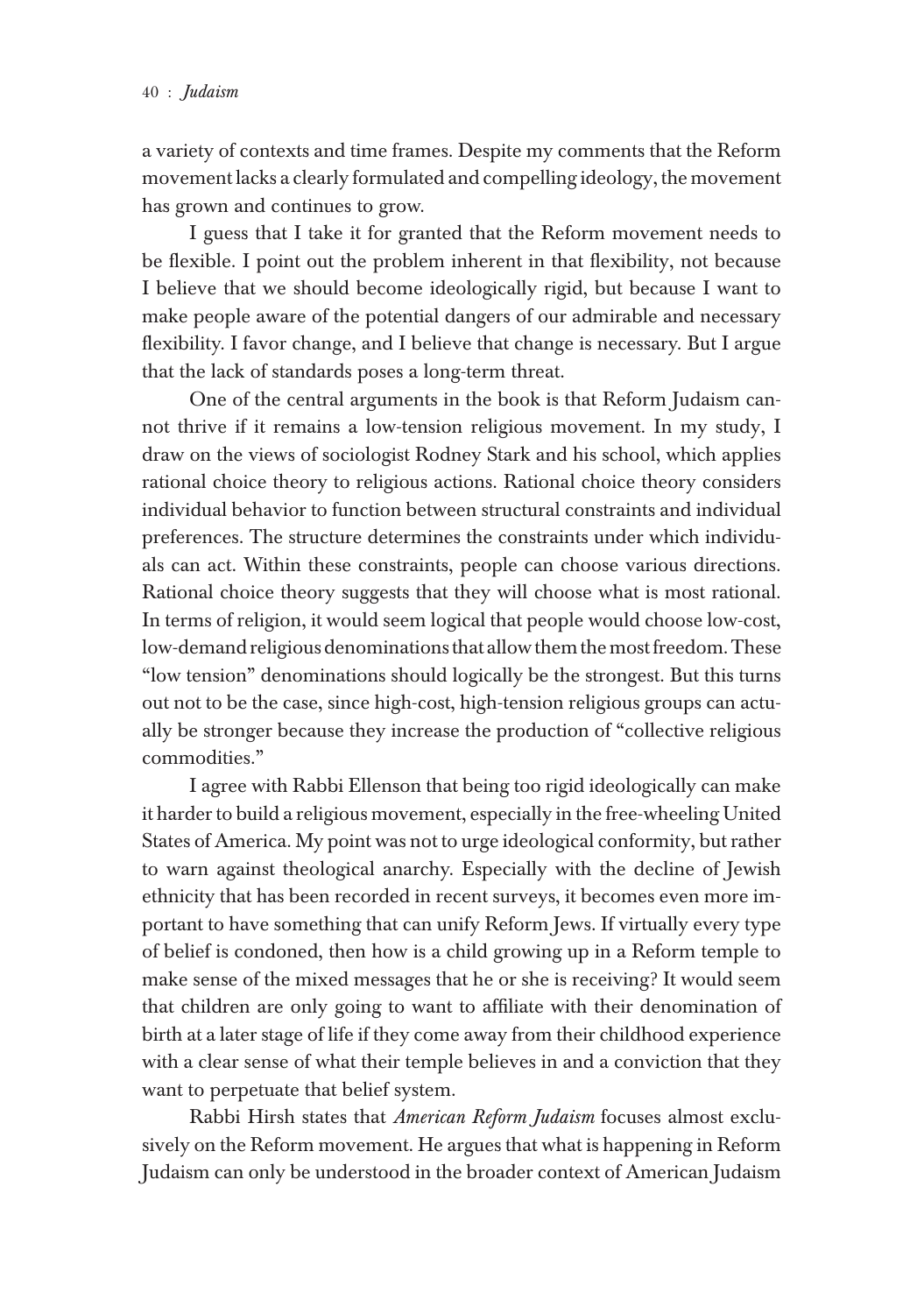a variety of contexts and time frames. Despite my comments that the Reform movement lacks a clearly formulated and compelling ideology, the movement has grown and continues to grow.

I guess that I take it for granted that the Reform movement needs to be flexible. I point out the problem inherent in that flexibility, not because I believe that we should become ideologically rigid, but because I want to make people aware of the potential dangers of our admirable and necessary flexibility. I favor change, and I believe that change is necessary. But I argue that the lack of standards poses a long-term threat.

One of the central arguments in the book is that Reform Judaism cannot thrive if it remains a low-tension religious movement. In my study, I draw on the views of sociologist Rodney Stark and his school, which applies rational choice theory to religious actions. Rational choice theory considers individual behavior to function between structural constraints and individual preferences. The structure determines the constraints under which individuals can act. Within these constraints, people can choose various directions. Rational choice theory suggests that they will choose what is most rational. In terms of religion, it would seem logical that people would choose low-cost, low-demand religious denominations that allow them the most freedom. These "low tension" denominations should logically be the strongest. But this turns out not to be the case, since high-cost, high-tension religious groups can actually be stronger because they increase the production of "collective religious commodities."

I agree with Rabbi Ellenson that being too rigid ideologically can make it harder to build a religious movement, especially in the free-wheeling United States of America. My point was not to urge ideological conformity, but rather to warn against theological anarchy. Especially with the decline of Jewish ethnicity that has been recorded in recent surveys, it becomes even more important to have something that can unify Reform Jews. If virtually every type of belief is condoned, then how is a child growing up in a Reform temple to make sense of the mixed messages that he or she is receiving? It would seem that children are only going to want to affiliate with their denomination of birth at a later stage of life if they come away from their childhood experience with a clear sense of what their temple believes in and a conviction that they want to perpetuate that belief system.

Rabbi Hirsh states that *American Reform Judaism* focuses almost exclusively on the Reform movement. He argues that what is happening in Reform Judaism can only be understood in the broader context of American Judaism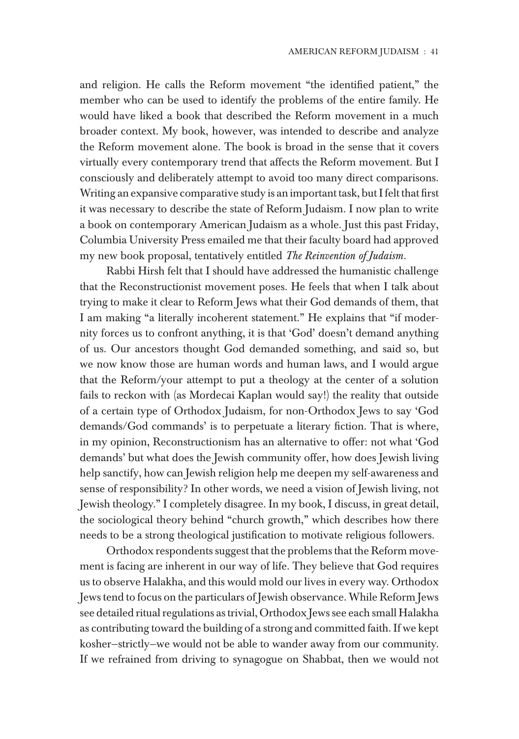and religion. He calls the Reform movement "the identified patient," the member who can be used to identify the problems of the entire family. He would have liked a book that described the Reform movement in a much broader context. My book, however, was intended to describe and analyze the Reform movement alone. The book is broad in the sense that it covers virtually every contemporary trend that affects the Reform movement. But I consciously and deliberately attempt to avoid too many direct comparisons. Writing an expansive comparative study is an important task, but I felt that first it was necessary to describe the state of Reform Judaism. I now plan to write a book on contemporary American Judaism as a whole. Just this past Friday, Columbia University Press emailed me that their faculty board had approved my new book proposal, tentatively entitled *The Reinvention of Judaism*.

Rabbi Hirsh felt that I should have addressed the humanistic challenge that the Reconstructionist movement poses. He feels that when I talk about trying to make it clear to Reform Jews what their God demands of them, that I am making "a literally incoherent statement." He explains that "if modernity forces us to confront anything, it is that 'God' doesn't demand anything of us. Our ancestors thought God demanded something, and said so, but we now know those are human words and human laws, and I would argue that the Reform/your attempt to put a theology at the center of a solution fails to reckon with (as Mordecai Kaplan would say!) the reality that outside of a certain type of Orthodox Judaism, for non-Orthodox Jews to say 'God demands/God commands' is to perpetuate a literary fiction. That is where, in my opinion, Reconstructionism has an alternative to offer: not what 'God demands' but what does the Jewish community offer, how does Jewish living help sanctify, how can Jewish religion help me deepen my self-awareness and sense of responsibility? In other words, we need a vision of Jewish living, not Jewish theology." I completely disagree. In my book, I discuss, in great detail, the sociological theory behind "church growth," which describes how there needs to be a strong theological justification to motivate religious followers.

Orthodox respondents suggest that the problems that the Reform movement is facing are inherent in our way of life. They believe that God requires us to observe Halakha, and this would mold our lives in every way. Orthodox Jews tend to focus on the particulars of Jewish observance. While Reform Jews see detailed ritual regulations as trivial, Orthodox Jews see each small Halakha as contributing toward the building of a strong and committed faith. If we kept kosher—strictly—we would not be able to wander away from our community. If we refrained from driving to synagogue on Shabbat, then we would not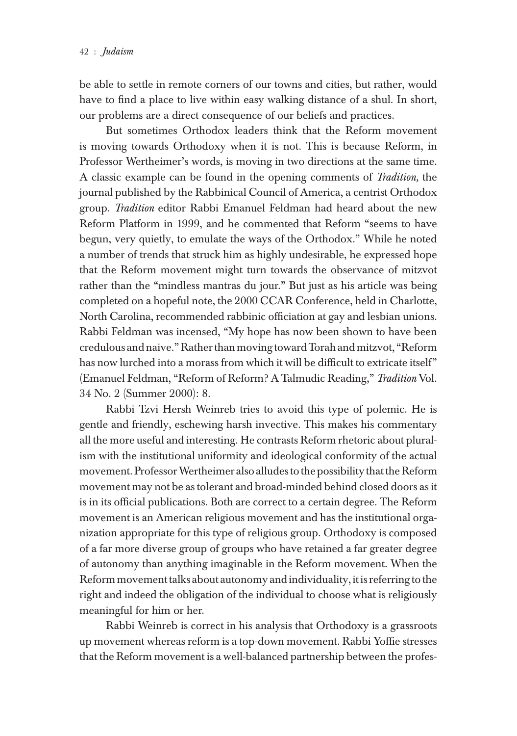be able to settle in remote corners of our towns and cities, but rather, would have to find a place to live within easy walking distance of a shul. In short, our problems are a direct consequence of our beliefs and practices.

But sometimes Orthodox leaders think that the Reform movement is moving towards Orthodoxy when it is not. This is because Reform, in Professor Wertheimer's words, is moving in two directions at the same time. A classic example can be found in the opening comments of *Tradition,* the journal published by the Rabbinical Council of America, a centrist Orthodox group. *Tradition* editor Rabbi Emanuel Feldman had heard about the new Reform Platform in 1999, and he commented that Reform "seems to have begun, very quietly, to emulate the ways of the Orthodox." While he noted a number of trends that struck him as highly undesirable, he expressed hope that the Reform movement might turn towards the observance of mitzvot rather than the "mindless mantras du jour." But just as his article was being completed on a hopeful note, the 2000 CCAR Conference, held in Charlotte, North Carolina, recommended rabbinic officiation at gay and lesbian unions. Rabbi Feldman was incensed, "My hope has now been shown to have been credulous and naive." Rather than moving toward Torah and mitzvot, "Reform has now lurched into a morass from which it will be difficult to extricate itself" (Emanuel Feldman, "Reform of Reform? A Talmudic Reading," *Tradition* Vol. 34 No. 2 (Summer 2000): 8.

Rabbi Tzvi Hersh Weinreb tries to avoid this type of polemic. He is gentle and friendly, eschewing harsh invective. This makes his commentary all the more useful and interesting. He contrasts Reform rhetoric about pluralism with the institutional uniformity and ideological conformity of the actual movement. Professor Wertheimer also alludes to the possibility that the Reform movement may not be as tolerant and broad-minded behind closed doors as it is in its official publications. Both are correct to a certain degree. The Reform movement is an American religious movement and has the institutional organization appropriate for this type of religious group. Orthodoxy is composed of a far more diverse group of groups who have retained a far greater degree of autonomy than anything imaginable in the Reform movement. When the Reform movement talks about autonomy and individuality, it is referring to the right and indeed the obligation of the individual to choose what is religiously meaningful for him or her.

Rabbi Weinreb is correct in his analysis that Orthodoxy is a grassroots up movement whereas reform is a top-down movement. Rabbi Yoffie stresses that the Reform movement is a well-balanced partnership between the profes-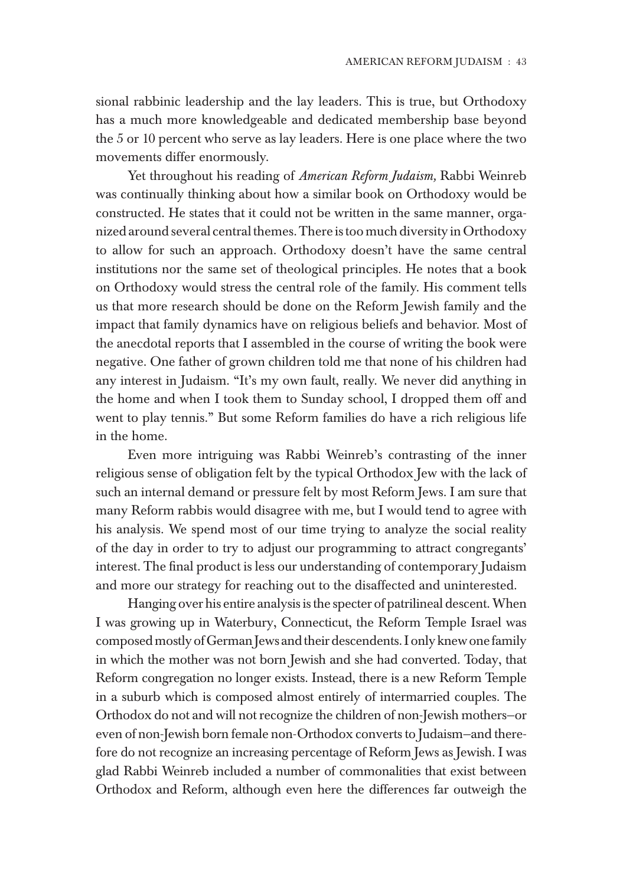sional rabbinic leadership and the lay leaders. This is true, but Orthodoxy has a much more knowledgeable and dedicated membership base beyond the 5 or 10 percent who serve as lay leaders. Here is one place where the two movements differ enormously.

Yet throughout his reading of *American Reform Judaism,* Rabbi Weinreb was continually thinking about how a similar book on Orthodoxy would be constructed. He states that it could not be written in the same manner, organized around several central themes. There is too much diversity in Orthodoxy to allow for such an approach. Orthodoxy doesn't have the same central institutions nor the same set of theological principles. He notes that a book on Orthodoxy would stress the central role of the family. His comment tells us that more research should be done on the Reform Jewish family and the impact that family dynamics have on religious beliefs and behavior. Most of the anecdotal reports that I assembled in the course of writing the book were negative. One father of grown children told me that none of his children had any interest in Judaism. "It's my own fault, really. We never did anything in the home and when I took them to Sunday school, I dropped them off and went to play tennis." But some Reform families do have a rich religious life in the home.

Even more intriguing was Rabbi Weinreb's contrasting of the inner religious sense of obligation felt by the typical Orthodox Jew with the lack of such an internal demand or pressure felt by most Reform Jews. I am sure that many Reform rabbis would disagree with me, but I would tend to agree with his analysis. We spend most of our time trying to analyze the social reality of the day in order to try to adjust our programming to attract congregants' interest. The final product is less our understanding of contemporary Judaism and more our strategy for reaching out to the disaffected and uninterested.

Hanging over his entire analysis is the specter of patrilineal descent. When I was growing up in Waterbury, Connecticut, the Reform Temple Israel was composed mostly of German Jews and their descendents. I only knew one family in which the mother was not born Jewish and she had converted. Today, that Reform congregation no longer exists. Instead, there is a new Reform Temple in a suburb which is composed almost entirely of intermarried couples. The Orthodox do not and will not recognize the children of non-Jewish mothers–or even of non-Jewish born female non-Orthodox converts to Judaism–and therefore do not recognize an increasing percentage of Reform Jews as Jewish. I was glad Rabbi Weinreb included a number of commonalities that exist between Orthodox and Reform, although even here the differences far outweigh the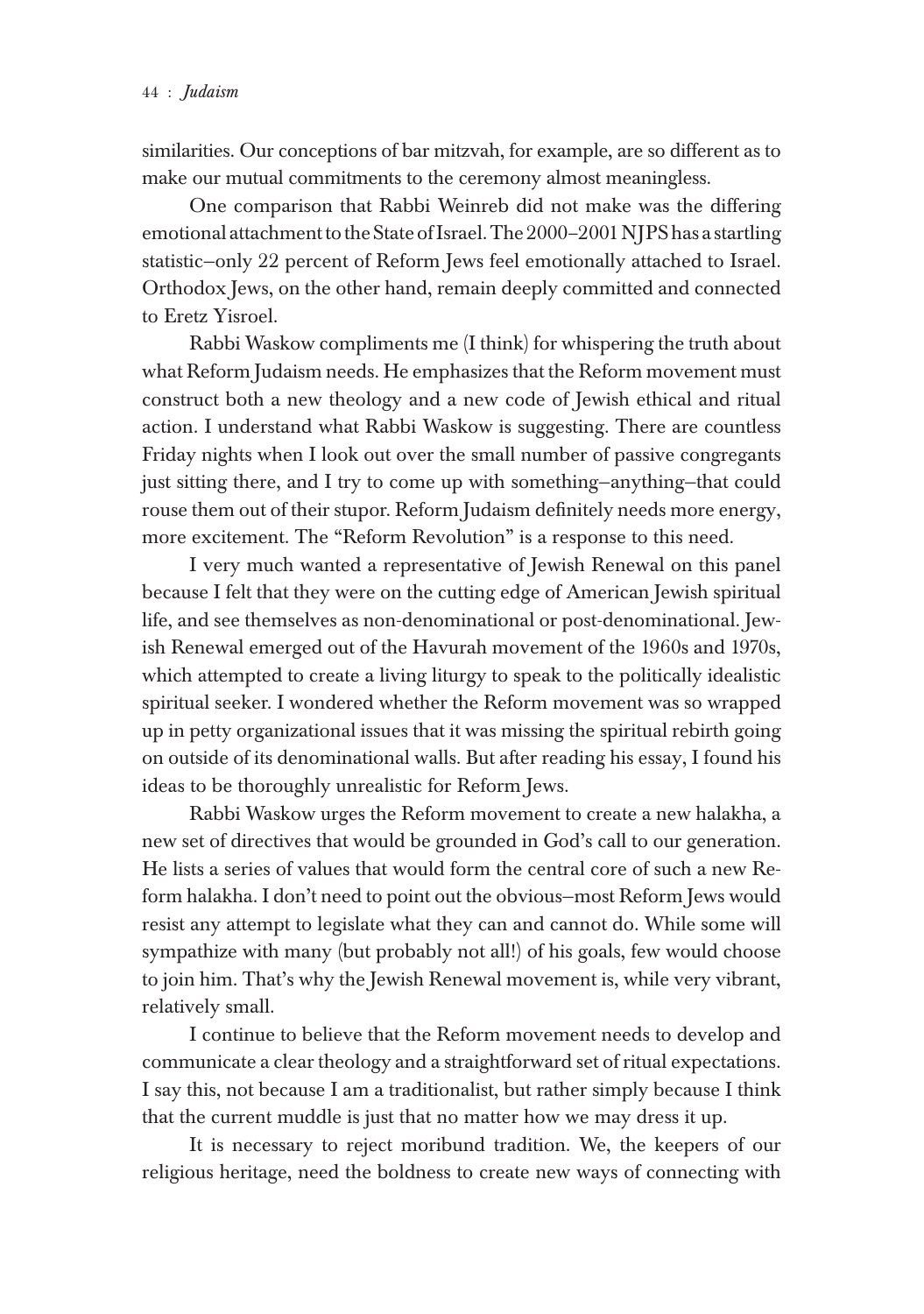similarities. Our conceptions of bar mitzvah, for example, are so different as to make our mutual commitments to the ceremony almost meaningless.

One comparison that Rabbi Weinreb did not make was the differing emotional attachment to the State of Israel. The 2000–2001 NJPS has a startling statistic—only 22 percent of Reform Jews feel emotionally attached to Israel. Orthodox Jews, on the other hand, remain deeply committed and connected to Eretz Yisroel.

Rabbi Waskow compliments me (I think) for whispering the truth about what Reform Judaism needs. He emphasizes that the Reform movement must construct both a new theology and a new code of Jewish ethical and ritual action. I understand what Rabbi Waskow is suggesting. There are countless Friday nights when I look out over the small number of passive congregants just sitting there, and I try to come up with something—anything—that could rouse them out of their stupor. Reform Judaism definitely needs more energy, more excitement. The "Reform Revolution" is a response to this need.

I very much wanted a representative of Jewish Renewal on this panel because I felt that they were on the cutting edge of American Jewish spiritual life, and see themselves as non-denominational or post-denominational. Jewish Renewal emerged out of the Havurah movement of the 1960s and 1970s, which attempted to create a living liturgy to speak to the politically idealistic spiritual seeker. I wondered whether the Reform movement was so wrapped up in petty organizational issues that it was missing the spiritual rebirth going on outside of its denominational walls. But after reading his essay, I found his ideas to be thoroughly unrealistic for Reform Jews.

Rabbi Waskow urges the Reform movement to create a new halakha, a new set of directives that would be grounded in God's call to our generation. He lists a series of values that would form the central core of such a new Reform halakha. I don't need to point out the obvious—most Reform Jews would resist any attempt to legislate what they can and cannot do. While some will sympathize with many (but probably not all!) of his goals, few would choose to join him. That's why the Jewish Renewal movement is, while very vibrant, relatively small.

I continue to believe that the Reform movement needs to develop and communicate a clear theology and a straightforward set of ritual expectations. I say this, not because I am a traditionalist, but rather simply because I think that the current muddle is just that no matter how we may dress it up.

It is necessary to reject moribund tradition. We, the keepers of our religious heritage, need the boldness to create new ways of connecting with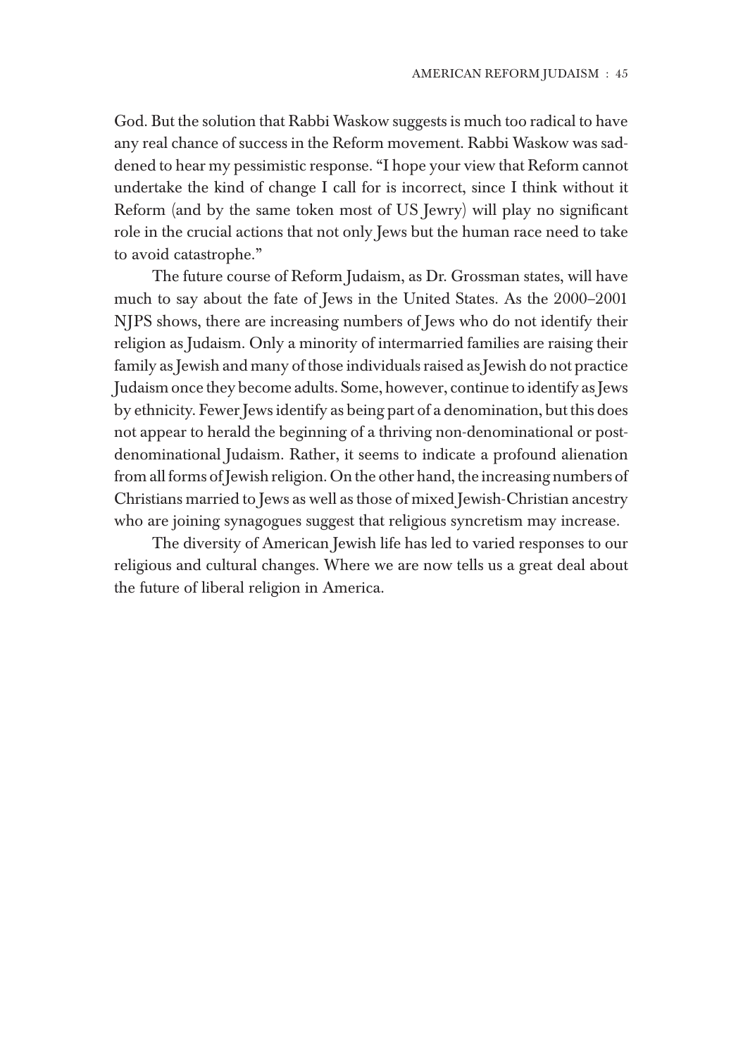God. But the solution that Rabbi Waskow suggests is much too radical to have any real chance of success in the Reform movement. Rabbi Waskow was saddened to hear my pessimistic response. "I hope your view that Reform cannot undertake the kind of change I call for is incorrect, since I think without it Reform (and by the same token most of US Jewry) will play no significant role in the crucial actions that not only Jews but the human race need to take to avoid catastrophe."

The future course of Reform Judaism, as Dr. Grossman states, will have much to say about the fate of Jews in the United States. As the 2000–2001 NJPS shows, there are increasing numbers of Jews who do not identify their religion as Judaism. Only a minority of intermarried families are raising their family as Jewish and many of those individuals raised as Jewish do not practice Judaism once they become adults. Some, however, continue to identify as Jews by ethnicity. Fewer Jews identify as being part of a denomination, but this does not appear to herald the beginning of a thriving non-denominational or post-denominational Judaism. Rather, it seems to indicate a profound alienation from all forms of Jewish religion. On the other hand, the increasing numbers of Christians married to Jews as well as those of mixed Jewish-Christian ancestry who are joining synagogues suggest that religious syncretism may increase.

The diversity of American Jewish life has led to varied responses to our religious and cultural changes. Where we are now tells us a great deal about the future of liberal religion in America.